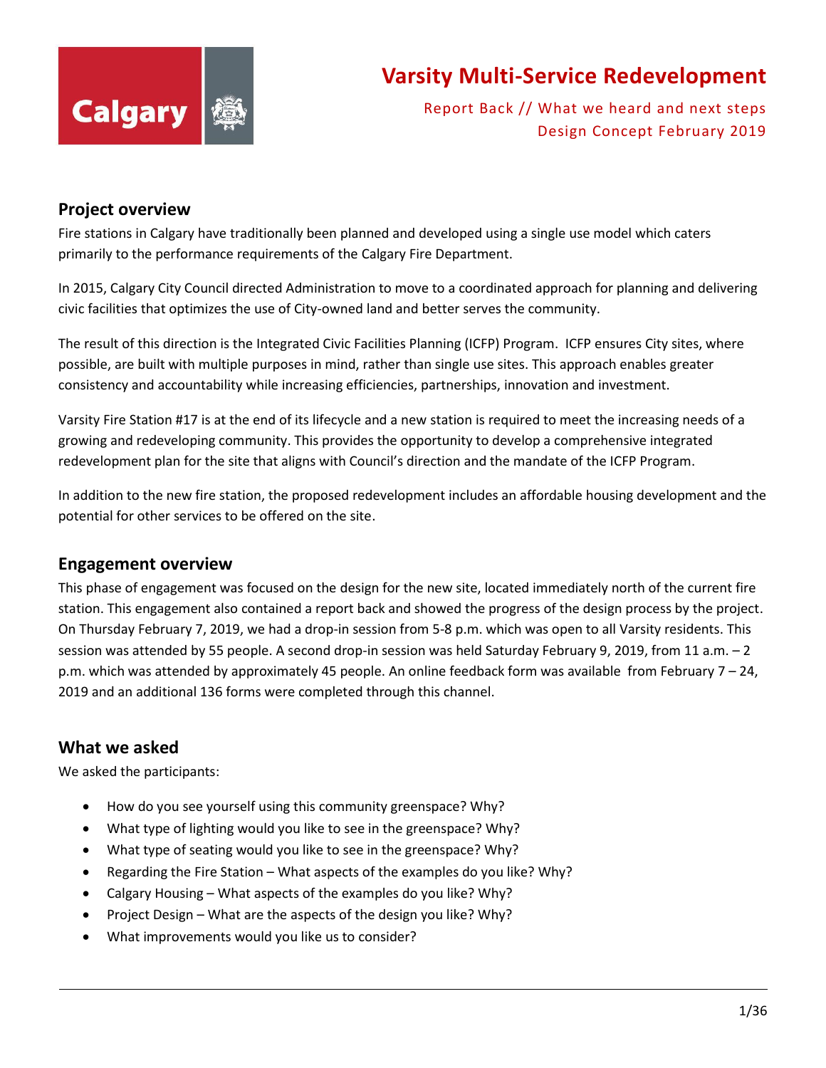# Varsity Multi-Service Redevelopment

Report Back // What we heard and next steps
Design Concept February 2019

## Project overview

Fire stations in Calgary have traditionally been planned and developed using a single use model which caters primarily to the performance requirements of the Calgary Fire Department.

In 2015, Calgary City Council directed Administration to move to a coordinated approach for planning and delivering civic facilities that optimizes the use of City-owned land and better serves the community.

The result of this direction is the Integrated Civic Facilities Planning (ICFP) Program. ICFP ensures City sites, where possible, are built with multiple purposes in mind, rather than single use sites. This approach enables greater consistency and accountability while increasing efficiencies, partnerships, innovation and investment.

Varsity Fire Station #17 is at the end of its lifecycle and a new station is required to meet the increasing needs of a growing and redeveloping community. This provides the opportunity to develop a comprehensive integrated redevelopment plan for the site that aligns with Council's direction and the mandate of the ICFP Program.

In addition to the new fire station, the proposed redevelopment includes an affordable housing development and the potential for other services to be offered on the site.

## Engagement overview

This phase of engagement was focused on the design for the new site, located immediately north of the current fire station. This engagement also contained a report back and showed the progress of the design process by the project. On Thursday February 7, 2019, we had a drop-in session from 5-8 p.m. which was open to all Varsity residents. This session was attended by 55 people. A second drop-in session was held Saturday February 9, 2019, from 11 a.m. – 2 p.m. which was attended by approximately 45 people. An online feedback form was available from February 7 – 24, 2019 and an additional 136 forms were completed through this channel.

## What we asked

We asked the participants:

- How do you see yourself using this community greenspace? Why?
- What type of lighting would you like to see in the greenspace? Why?
- What type of seating would you like to see in the greenspace? Why?
- Regarding the Fire Station – What aspects of the examples do you like? Why?
- Calgary Housing – What aspects of the examples do you like? Why?
- Project Design – What are the aspects of the design you like? Why?
- What improvements would you like us to consider?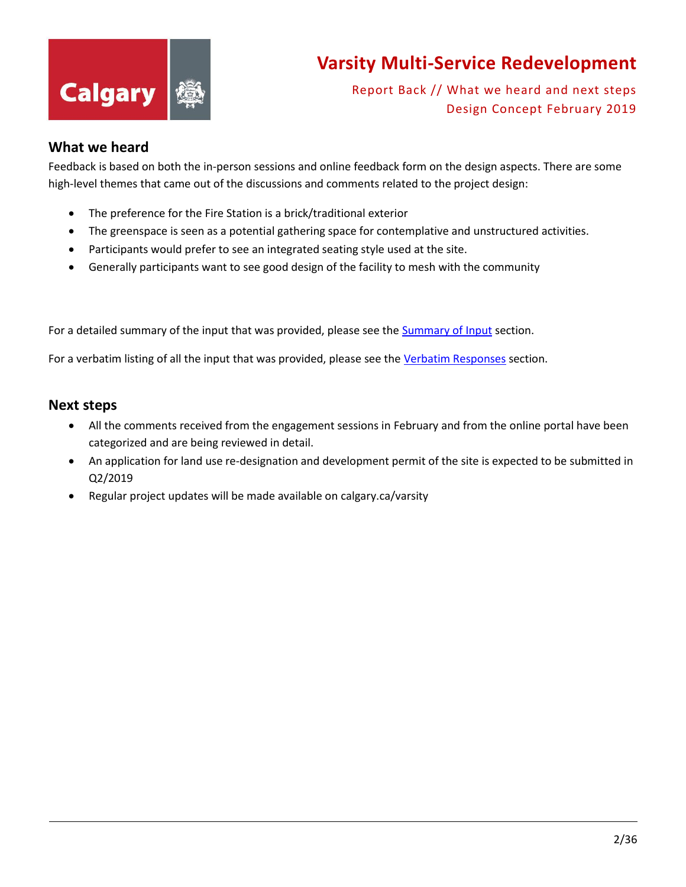# Varsity Multi-Service Redevelopment

Report Back // What we heard and next steps
Design Concept February 2019

## What we heard

Feedback is based on both the in-person sessions and online feedback form on the design aspects. There are some high-level themes that came out of the discussions and comments related to the project design:

- The preference for the Fire Station is a brick/traditional exterior
- The greenspace is seen as a potential gathering space for contemplative and unstructured activities.
- Participants would prefer to see an integrated seating style used at the site.
- Generally participants want to see good design of the facility to mesh with the community

For a detailed summary of the input that was provided, please see the Summary of Input section.

For a verbatim listing of all the input that was provided, please see the Verbatim Responses section.

## Next steps

- All the comments received from the engagement sessions in February and from the online portal have been categorized and are being reviewed in detail.
- An application for land use re-designation and development permit of the site is expected to be submitted in Q2/2019
- Regular project updates will be made available on calgary.ca/varsity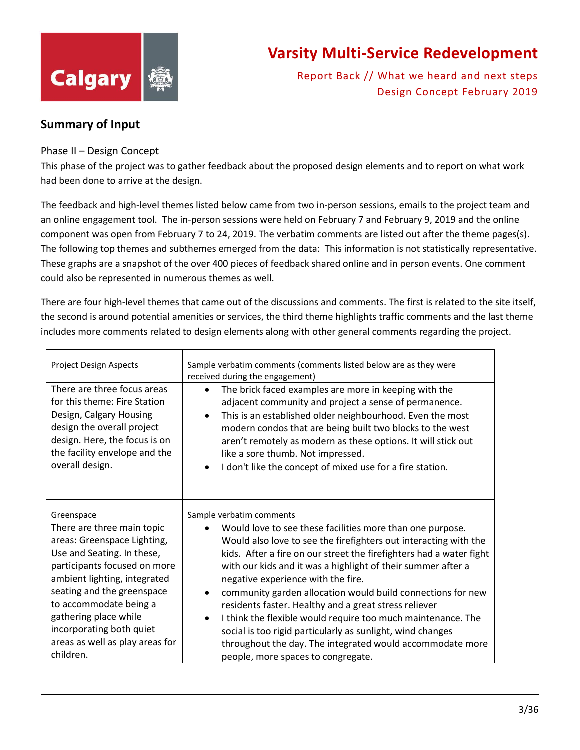## Summary of Input

Phase II – Design Concept

This phase of the project was to gather feedback about the proposed design elements and to report on what work had been done to arrive at the design.

The feedback and high-level themes listed below came from two in-person sessions, emails to the project team and an online engagement tool. The in-person sessions were held on February 7 and February 9, 2019 and the online component was open from February 7 to 24, 2019. The verbatim comments are listed out after the theme pages(s). The following top themes and subthemes emerged from the data: This information is not statistically representative. These graphs are a snapshot of the over 400 pieces of feedback shared online and in person events. One comment could also be represented in numerous themes as well.

There are four high-level themes that came out of the discussions and comments. The first is related to the site itself, the second is around potential amenities or services, the third theme highlights traffic comments and the last theme includes more comments related to design elements along with other general comments regarding the project.

| Project Design Aspects | Sample verbatim comments (comments listed below are as they were received during the engagement) |
|---|---|
| There are three focus areas for this theme: Fire Station Design, Calgary Housing design the overall project design. Here, the focus is on the facility envelope and the overall design. | • The brick faced examples are more in keeping with the adjacent community and project a sense of permanence.<br>• This is an established older neighbourhood. Even the most modern condos that are being built two blocks to the west aren't remotely as modern as these options. It will stick out like a sore thumb. Not impressed.<br>• I don't like the concept of mixed use for a fire station. |
| | |
| **Greenspace** | **Sample verbatim comments** |
| There are three main topic areas: Greenspace Lighting, Use and Seating. In these, participants focused on more ambient lighting, integrated seating and the greenspace to accommodate being a gathering place while incorporating both quiet areas as well as play areas for children. | • Would love to see these facilities more than one purpose. Would also love to see the firefighters out interacting with the kids. After a fire on our street the firefighters had a water fight with our kids and it was a highlight of their summer after a negative experience with the fire.<br>• community garden allocation would build connections for new residents faster. Healthy and a great stress reliever<br>• I think the flexible would require too much maintenance. The social is too rigid particularly as sunlight, wind changes throughout the day. The integrated would accommodate more people, more spaces to congregate. |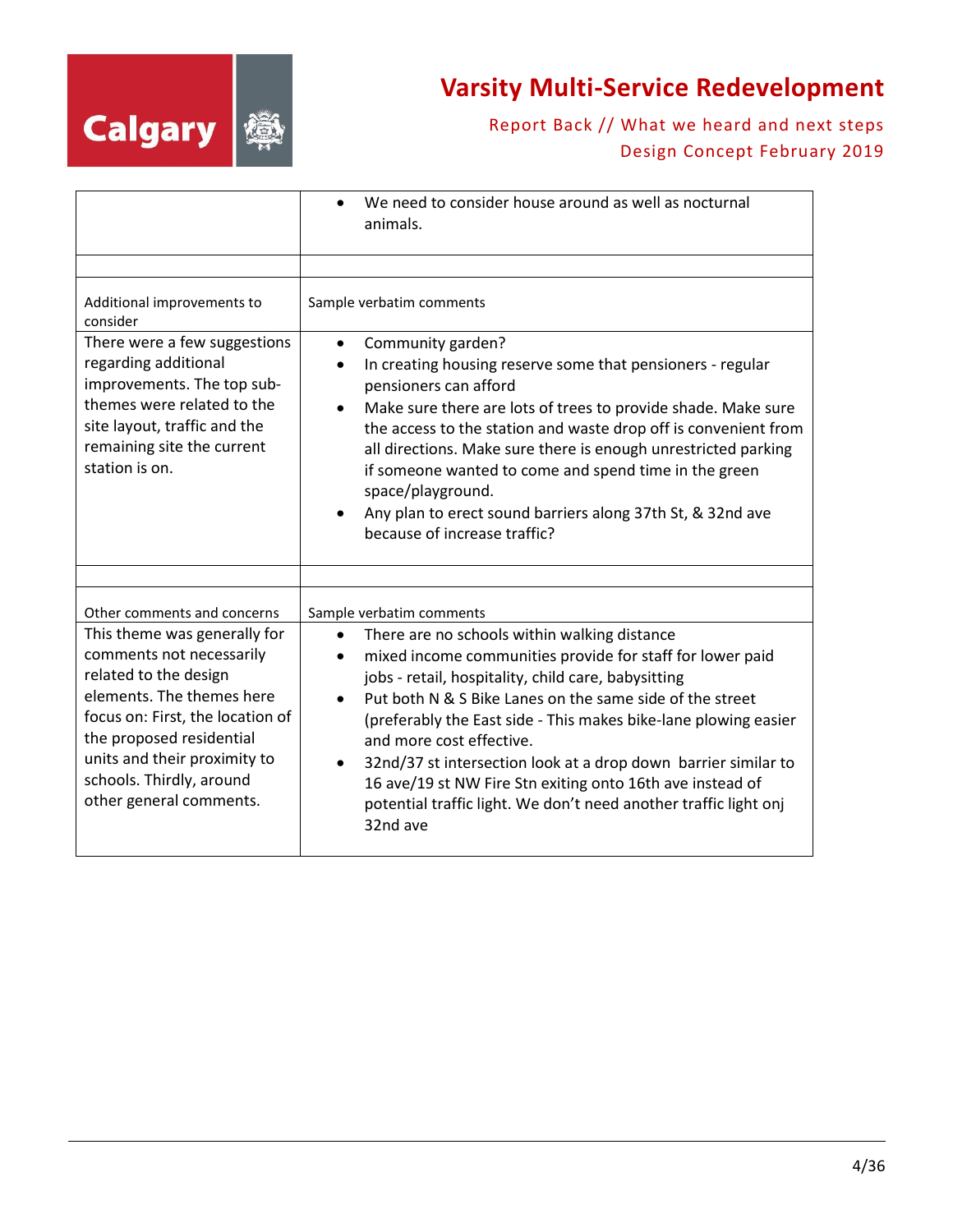| | |
|---|---|
| | • We need to consider house around as well as nocturnal animals. |
| | |
| Additional improvements to consider | Sample verbatim comments |
| There were a few suggestions regarding additional improvements. The top sub-themes were related to the site layout, traffic and the remaining site the current station is on. | • Community garden?<br>• In creating housing reserve some that pensioners - regular pensioners can afford<br>• Make sure there are lots of trees to provide shade. Make sure the access to the station and waste drop off is convenient from all directions. Make sure there is enough unrestricted parking if someone wanted to come and spend time in the green space/playground.<br>• Any plan to erect sound barriers along 37th St, & 32nd ave because of increase traffic? |
| | |
| Other comments and concerns | Sample verbatim comments |
| This theme was generally for comments not necessarily related to the design elements. The themes here focus on: First, the location of the proposed residential units and their proximity to schools. Thirdly, around other general comments. | • There are no schools within walking distance<br>• mixed income communities provide for staff for lower paid jobs - retail, hospitality, child care, babysitting<br>• Put both N & S Bike Lanes on the same side of the street (preferably the East side - This makes bike-lane plowing easier and more cost effective.<br>• 32nd/37 st intersection look at a drop down barrier similar to 16 ave/19 st NW Fire Stn exiting onto 16th ave instead of potential traffic light. We don't need another traffic light onj 32nd ave |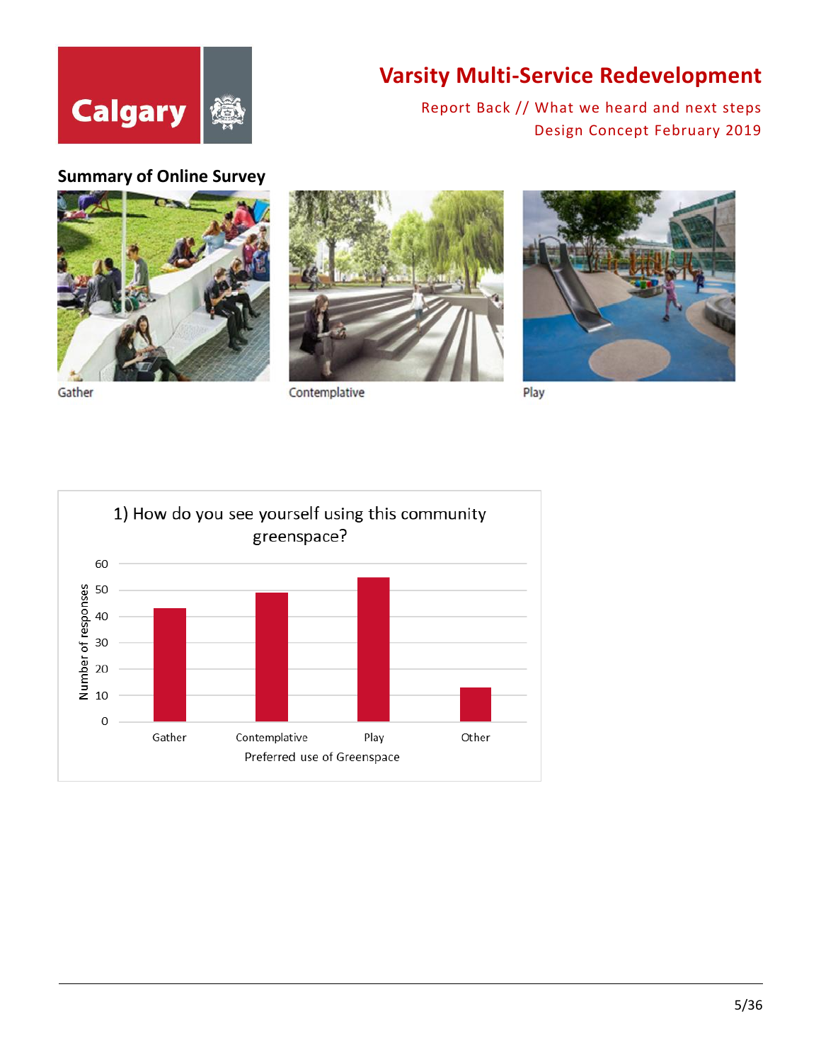## Summary of Online Survey

Gather

Contemplative

Play

1) How do you see yourself using this community greenspace?

| Preferred use of Greenspace | Number of responses |
|---|---|
| Gather | 43 |
| Contemplative | 49 |
| Play | 55 |
| Other | 13 |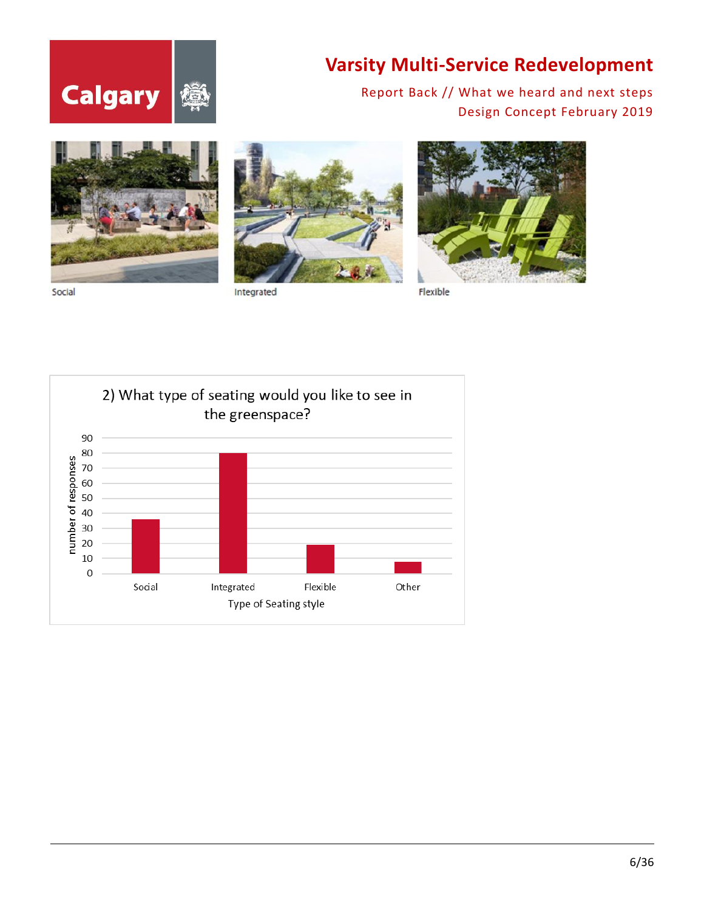Social

Integrated

Flexible

**2) What type of seating would you like to see in the greenspace?**

| Type of Seating style | number of responses |
|---|---|
| Social | 36 |
| Integrated | 80 |
| Flexible | 19 |
| Other | 8 |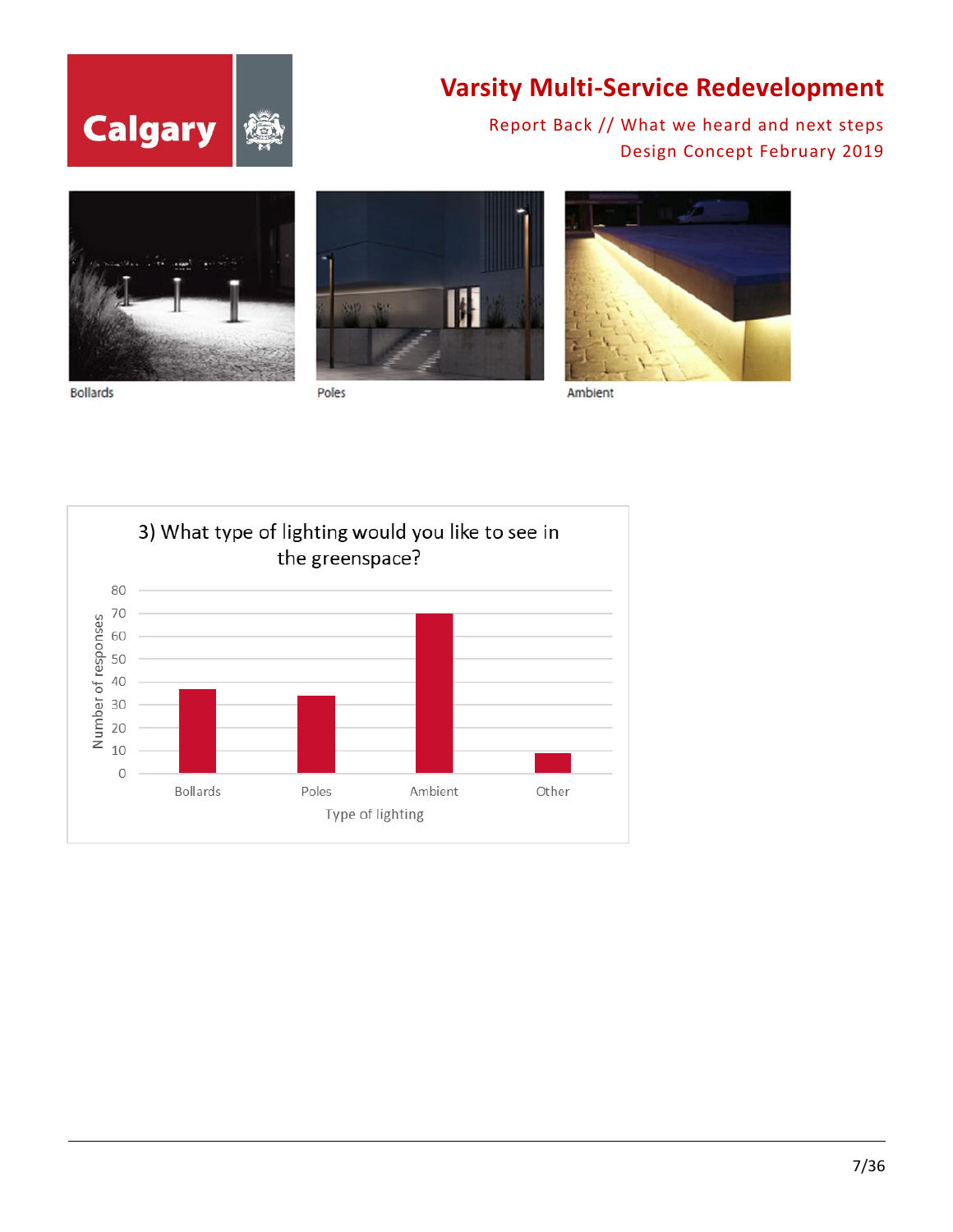Bollards

Poles

Ambient

3) What type of lighting would you like to see in the greenspace?

| Type of lighting | Number of responses |
| --- | --- |
| Bollards | 37 |
| Poles | 34 |
| Ambient | 70 |
| Other | 9 |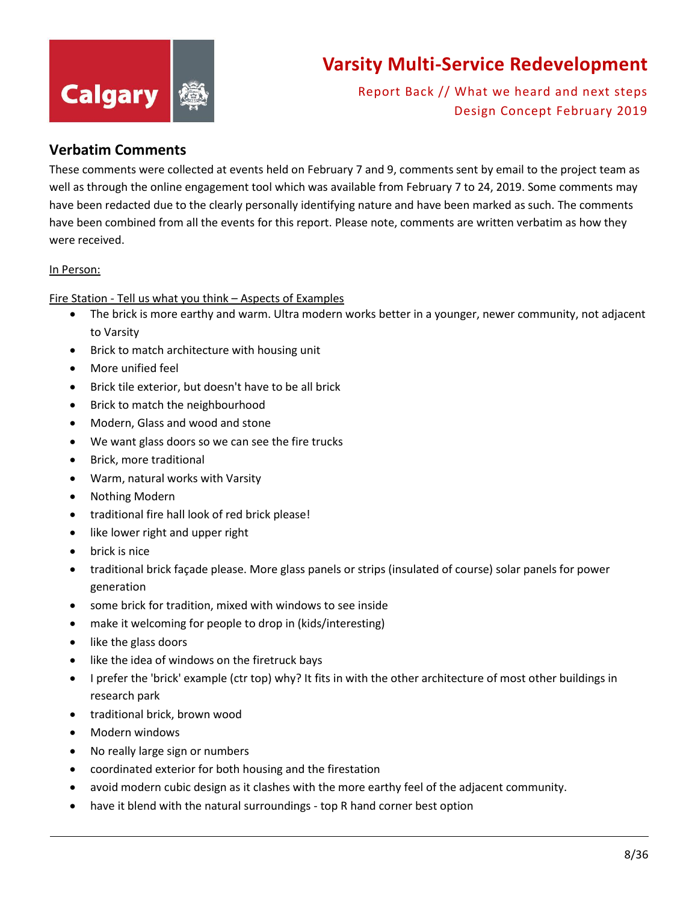## Verbatim Comments

These comments were collected at events held on February 7 and 9, comments sent by email to the project team as well as through the online engagement tool which was available from February 7 to 24, 2019. Some comments may have been redacted due to the clearly personally identifying nature and have been marked as such. The comments have been combined from all the events for this report. Please note, comments are written verbatim as how they were received.

In Person:

Fire Station - Tell us what you think – Aspects of Examples

- The brick is more earthy and warm. Ultra modern works better in a younger, newer community, not adjacent to Varsity
- Brick to match architecture with housing unit
- More unified feel
- Brick tile exterior, but doesn't have to be all brick
- Brick to match the neighbourhood
- Modern, Glass and wood and stone
- We want glass doors so we can see the fire trucks
- Brick, more traditional
- Warm, natural works with Varsity
- Nothing Modern
- traditional fire hall look of red brick please!
- like lower right and upper right
- brick is nice
- traditional brick façade please. More glass panels or strips (insulated of course) solar panels for power generation
- some brick for tradition, mixed with windows to see inside
- make it welcoming for people to drop in (kids/interesting)
- like the glass doors
- like the idea of windows on the firetruck bays
- I prefer the 'brick' example (ctr top) why? It fits in with the other architecture of most other buildings in research park
- traditional brick, brown wood
- Modern windows
- No really large sign or numbers
- coordinated exterior for both housing and the firestation
- avoid modern cubic design as it clashes with the more earthy feel of the adjacent community.
- have it blend with the natural surroundings - top R hand corner best option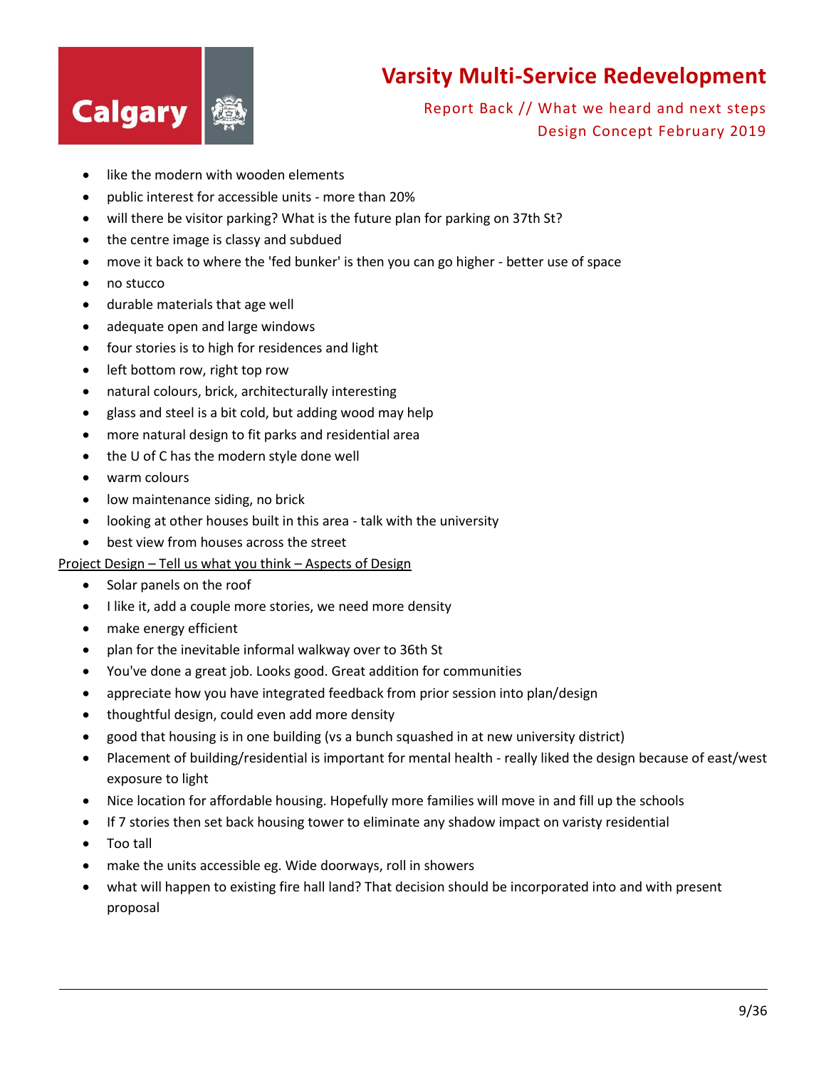- like the modern with wooden elements
- public interest for accessible units - more than 20%
- will there be visitor parking? What is the future plan for parking on 37th St?
- the centre image is classy and subdued
- move it back to where the 'fed bunker' is then you can go higher - better use of space
- no stucco
- durable materials that age well
- adequate open and large windows
- four stories is to high for residences and light
- left bottom row, right top row
- natural colours, brick, architecturally interesting
- glass and steel is a bit cold, but adding wood may help
- more natural design to fit parks and residential area
- the U of C has the modern style done well
- warm colours
- low maintenance siding, no brick
- looking at other houses built in this area - talk with the university
- best view from houses across the street

<u>Project Design – Tell us what you think – Aspects of Design</u>

- Solar panels on the roof
- I like it, add a couple more stories, we need more density
- make energy efficient
- plan for the inevitable informal walkway over to 36th St
- You've done a great job. Looks good. Great addition for communities
- appreciate how you have integrated feedback from prior session into plan/design
- thoughtful design, could even add more density
- good that housing is in one building (vs a bunch squashed in at new university district)
- Placement of building/residential is important for mental health - really liked the design because of east/west exposure to light
- Nice location for affordable housing. Hopefully more families will move in and fill up the schools
- If 7 stories then set back housing tower to eliminate any shadow impact on varisty residential
- Too tall
- make the units accessible eg. Wide doorways, roll in showers
- what will happen to existing fire hall land? That decision should be incorporated into and with present proposal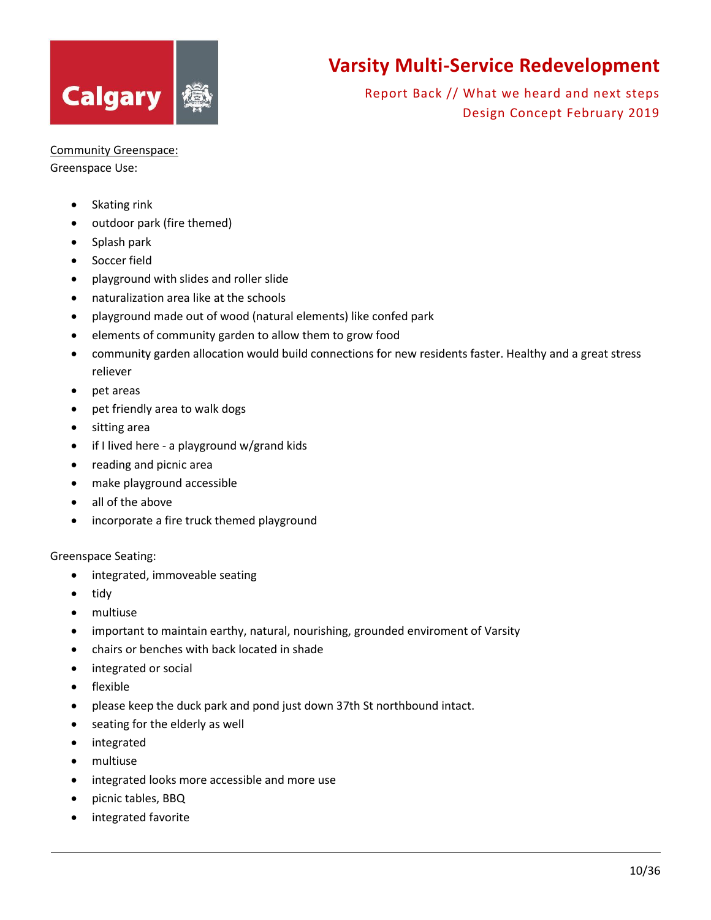<u>Community Greenspace:</u>

Greenspace Use:

- Skating rink
- outdoor park (fire themed)
- Splash park
- Soccer field
- playground with slides and roller slide
- naturalization area like at the schools
- playground made out of wood (natural elements) like confed park
- elements of community garden to allow them to grow food
- community garden allocation would build connections for new residents faster. Healthy and a great stress reliever
- pet areas
- pet friendly area to walk dogs
- sitting area
- if I lived here - a playground w/grand kids
- reading and picnic area
- make playground accessible
- all of the above
- incorporate a fire truck themed playground

Greenspace Seating:

- integrated, immoveable seating
- tidy
- multiuse
- important to maintain earthy, natural, nourishing, grounded enviroment of Varsity
- chairs or benches with back located in shade
- integrated or social
- flexible
- please keep the duck park and pond just down 37th St northbound intact.
- seating for the elderly as well
- integrated
- multiuse
- integrated looks more accessible and more use
- picnic tables, BBQ
- integrated favorite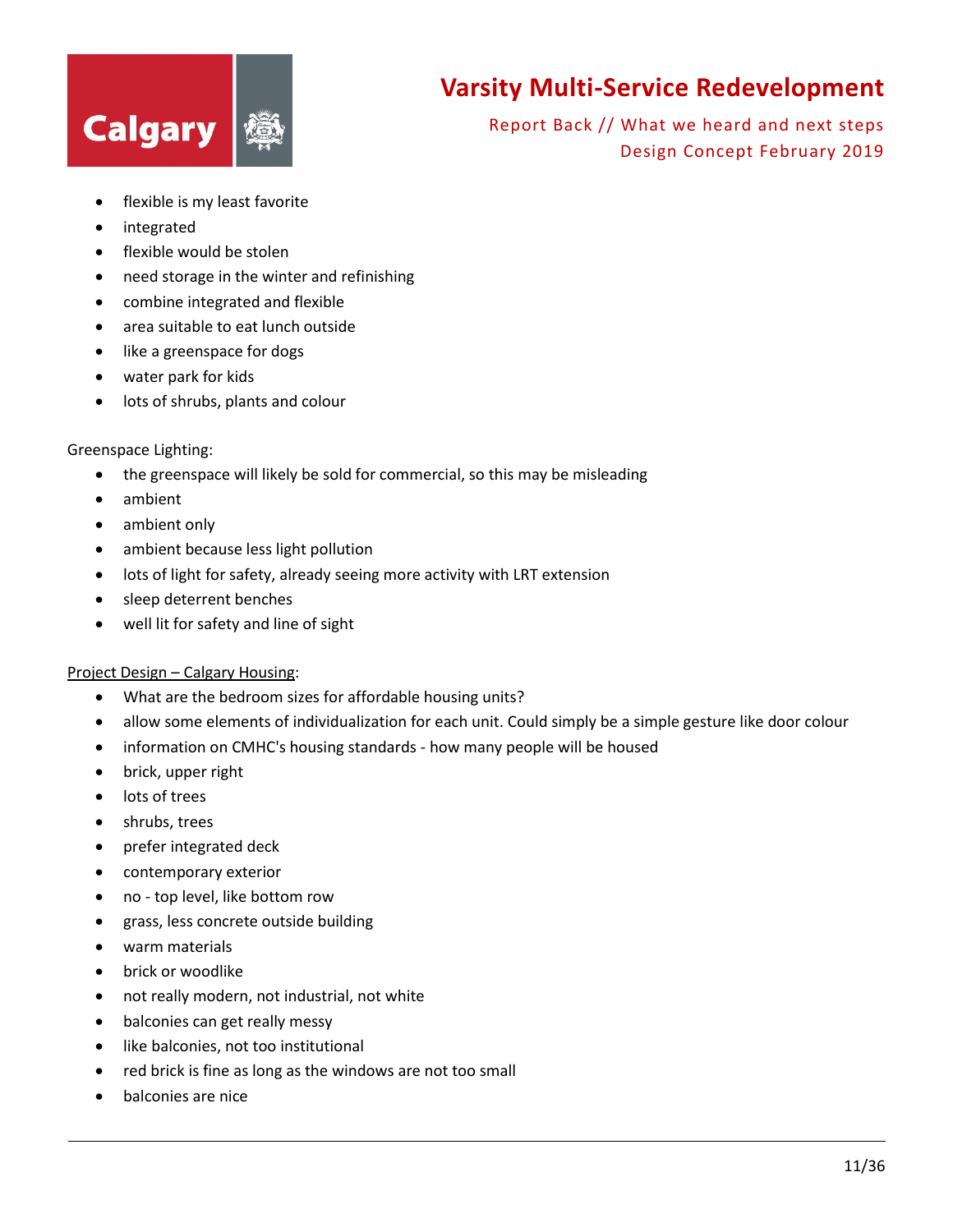- flexible is my least favorite
- integrated
- flexible would be stolen
- need storage in the winter and refinishing
- combine integrated and flexible
- area suitable to eat lunch outside
- like a greenspace for dogs
- water park for kids
- lots of shrubs, plants and colour

Greenspace Lighting:

- the greenspace will likely be sold for commercial, so this may be misleading
- ambient
- ambient only
- ambient because less light pollution
- lots of light for safety, already seeing more activity with LRT extension
- sleep deterrent benches
- well lit for safety and line of sight

<u>Project Design – Calgary Housing</u>:

- What are the bedroom sizes for affordable housing units?
- allow some elements of individualization for each unit. Could simply be a simple gesture like door colour
- information on CMHC's housing standards - how many people will be housed
- brick, upper right
- lots of trees
- shrubs, trees
- prefer integrated deck
- contemporary exterior
- no - top level, like bottom row
- grass, less concrete outside building
- warm materials
- brick or woodlike
- not really modern, not industrial, not white
- balconies can get really messy
- like balconies, not too institutional
- red brick is fine as long as the windows are not too small
- balconies are nice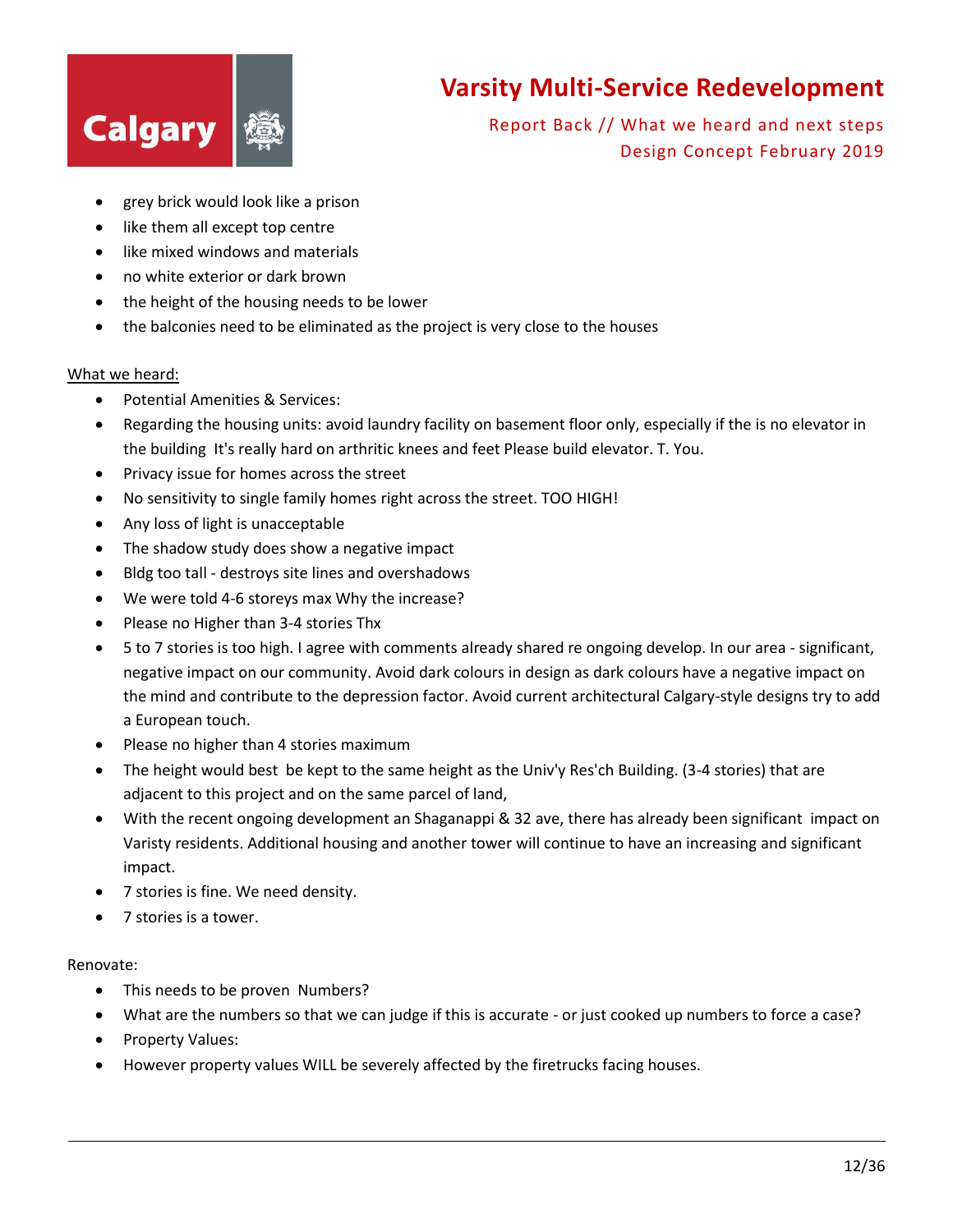- grey brick would look like a prison
- like them all except top centre
- like mixed windows and materials
- no white exterior or dark brown
- the height of the housing needs to be lower
- the balconies need to be eliminated as the project is very close to the houses

What we heard:

- Potential Amenities & Services:
- Regarding the housing units: avoid laundry facility on basement floor only, especially if the is no elevator in the building  It's really hard on arthritic knees and feet Please build elevator. T. You.
- Privacy issue for homes across the street
- No sensitivity to single family homes right across the street. TOO HIGH!
- Any loss of light is unacceptable
- The shadow study does show a negative impact
- Bldg too tall - destroys site lines and overshadows
- We were told 4-6 storeys max Why the increase?
- Please no Higher than 3-4 stories Thx
- 5 to 7 stories is too high. I agree with comments already shared re ongoing develop. In our area - significant, negative impact on our community. Avoid dark colours in design as dark colours have a negative impact on the mind and contribute to the depression factor. Avoid current architectural Calgary-style designs try to add a European touch.
- Please no higher than 4 stories maximum
- The height would best  be kept to the same height as the Univ'y Res'ch Building. (3-4 stories) that are adjacent to this project and on the same parcel of land,
- With the recent ongoing development an Shaganappi & 32 ave, there has already been significant  impact on Varisty residents. Additional housing and another tower will continue to have an increasing and significant impact.
- 7 stories is fine. We need density.
- 7 stories is a tower.

Renovate:

- This needs to be proven  Numbers?
- What are the numbers so that we can judge if this is accurate - or just cooked up numbers to force a case?
- Property Values:
- However property values WILL be severely affected by the firetrucks facing houses.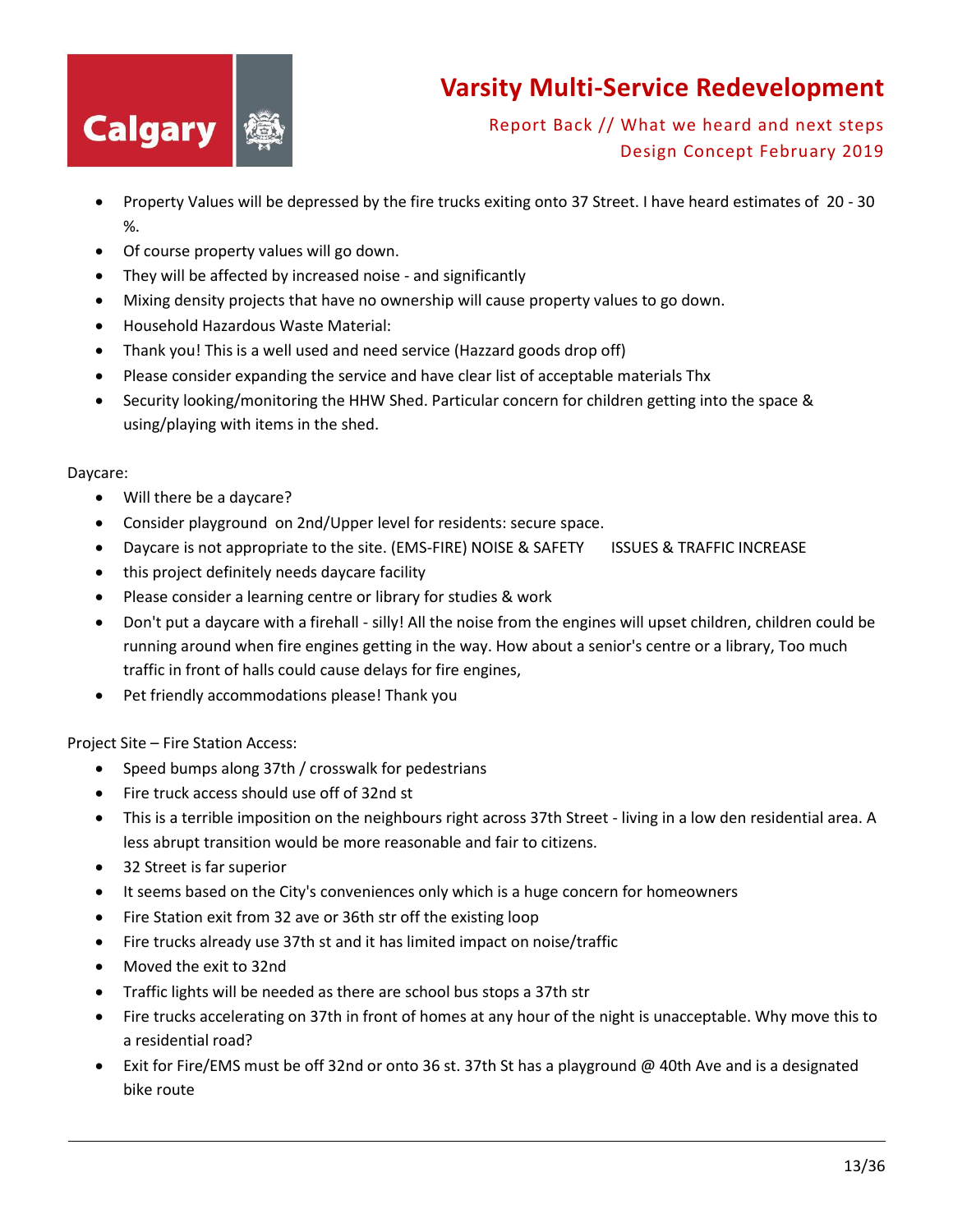- Property Values will be depressed by the fire trucks exiting onto 37 Street. I have heard estimates of 20 - 30 %.
- Of course property values will go down.
- They will be affected by increased noise - and significantly
- Mixing density projects that have no ownership will cause property values to go down.
- Household Hazardous Waste Material:
- Thank you! This is a well used and need service (Hazzard goods drop off)
- Please consider expanding the service and have clear list of acceptable materials Thx
- Security looking/monitoring the HHW Shed. Particular concern for children getting into the space & using/playing with items in the shed.

Daycare:

- Will there be a daycare?
- Consider playground on 2nd/Upper level for residents: secure space.
- Daycare is not appropriate to the site. (EMS-FIRE) NOISE & SAFETY ISSUES & TRAFFIC INCREASE
- this project definitely needs daycare facility
- Please consider a learning centre or library for studies & work
- Don't put a daycare with a firehall - silly! All the noise from the engines will upset children, children could be running around when fire engines getting in the way. How about a senior's centre or a library, Too much traffic in front of halls could cause delays for fire engines,
- Pet friendly accommodations please! Thank you

Project Site – Fire Station Access:

- Speed bumps along 37th / crosswalk for pedestrians
- Fire truck access should use off of 32nd st
- This is a terrible imposition on the neighbours right across 37th Street - living in a low den residential area. A less abrupt transition would be more reasonable and fair to citizens.
- 32 Street is far superior
- It seems based on the City's conveniences only which is a huge concern for homeowners
- Fire Station exit from 32 ave or 36th str off the existing loop
- Fire trucks already use 37th st and it has limited impact on noise/traffic
- Moved the exit to 32nd
- Traffic lights will be needed as there are school bus stops a 37th str
- Fire trucks accelerating on 37th in front of homes at any hour of the night is unacceptable. Why move this to a residential road?
- Exit for Fire/EMS must be off 32nd or onto 36 st. 37th St has a playground @ 40th Ave and is a designated bike route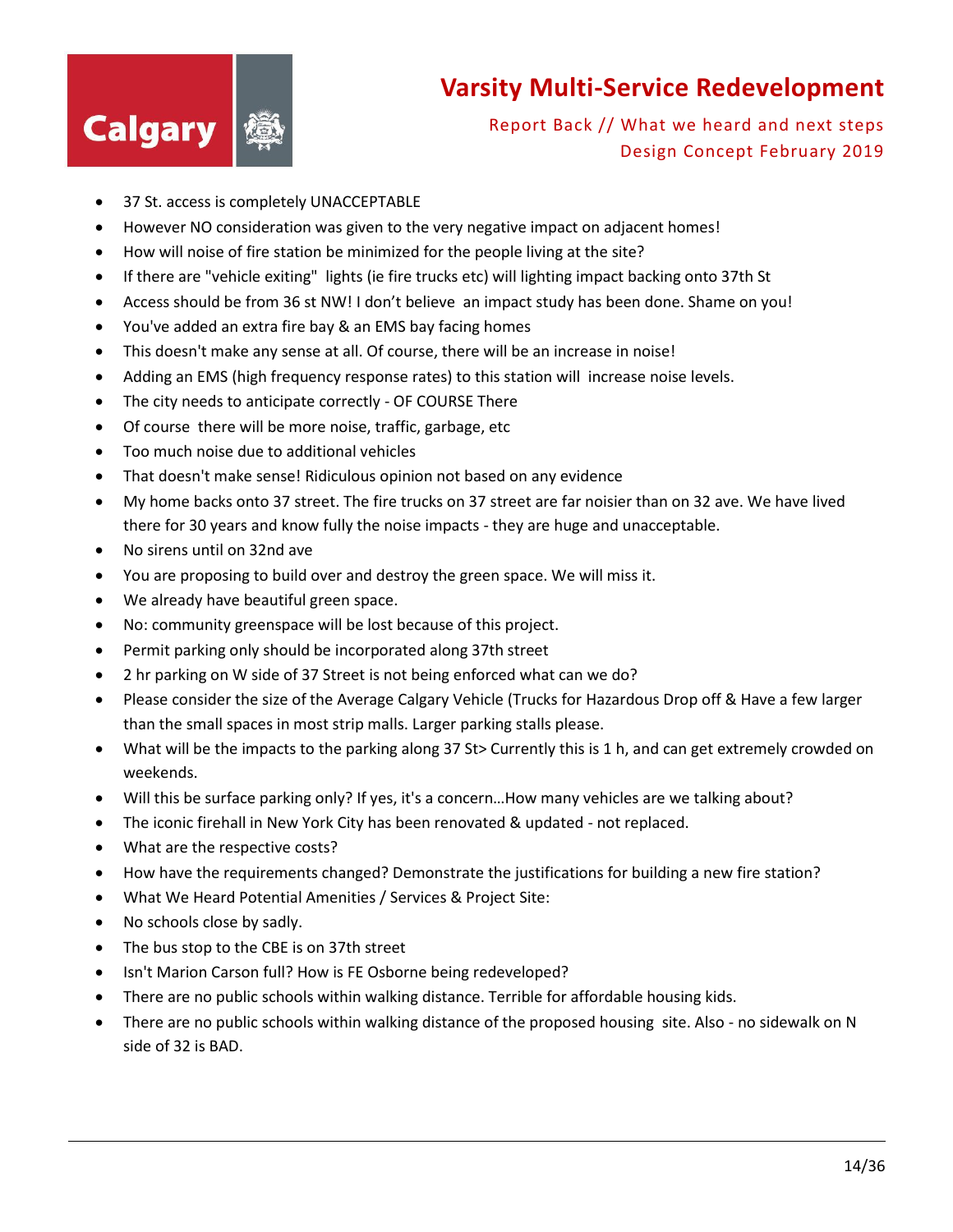- 37 St. access is completely UNACCEPTABLE
- However NO consideration was given to the very negative impact on adjacent homes!
- How will noise of fire station be minimized for the people living at the site?
- If there are "vehicle exiting" lights (ie fire trucks etc) will lighting impact backing onto 37th St
- Access should be from 36 st NW! I don't believe an impact study has been done. Shame on you!
- You've added an extra fire bay & an EMS bay facing homes
- This doesn't make any sense at all. Of course, there will be an increase in noise!
- Adding an EMS (high frequency response rates) to this station will increase noise levels.
- The city needs to anticipate correctly - OF COURSE There
- Of course there will be more noise, traffic, garbage, etc
- Too much noise due to additional vehicles
- That doesn't make sense! Ridiculous opinion not based on any evidence
- My home backs onto 37 street. The fire trucks on 37 street are far noisier than on 32 ave. We have lived there for 30 years and know fully the noise impacts - they are huge and unacceptable.
- No sirens until on 32nd ave
- You are proposing to build over and destroy the green space. We will miss it.
- We already have beautiful green space.
- No: community greenspace will be lost because of this project.
- Permit parking only should be incorporated along 37th street
- 2 hr parking on W side of 37 Street is not being enforced what can we do?
- Please consider the size of the Average Calgary Vehicle (Trucks for Hazardous Drop off & Have a few larger than the small spaces in most strip malls. Larger parking stalls please.
- What will be the impacts to the parking along 37 St> Currently this is 1 h, and can get extremely crowded on weekends.
- Will this be surface parking only? If yes, it's a concern…How many vehicles are we talking about?
- The iconic firehall in New York City has been renovated & updated - not replaced.
- What are the respective costs?
- How have the requirements changed? Demonstrate the justifications for building a new fire station?
- What We Heard Potential Amenities / Services & Project Site:
- No schools close by sadly.
- The bus stop to the CBE is on 37th street
- Isn't Marion Carson full? How is FE Osborne being redeveloped?
- There are no public schools within walking distance. Terrible for affordable housing kids.
- There are no public schools within walking distance of the proposed housing site. Also - no sidewalk on N side of 32 is BAD.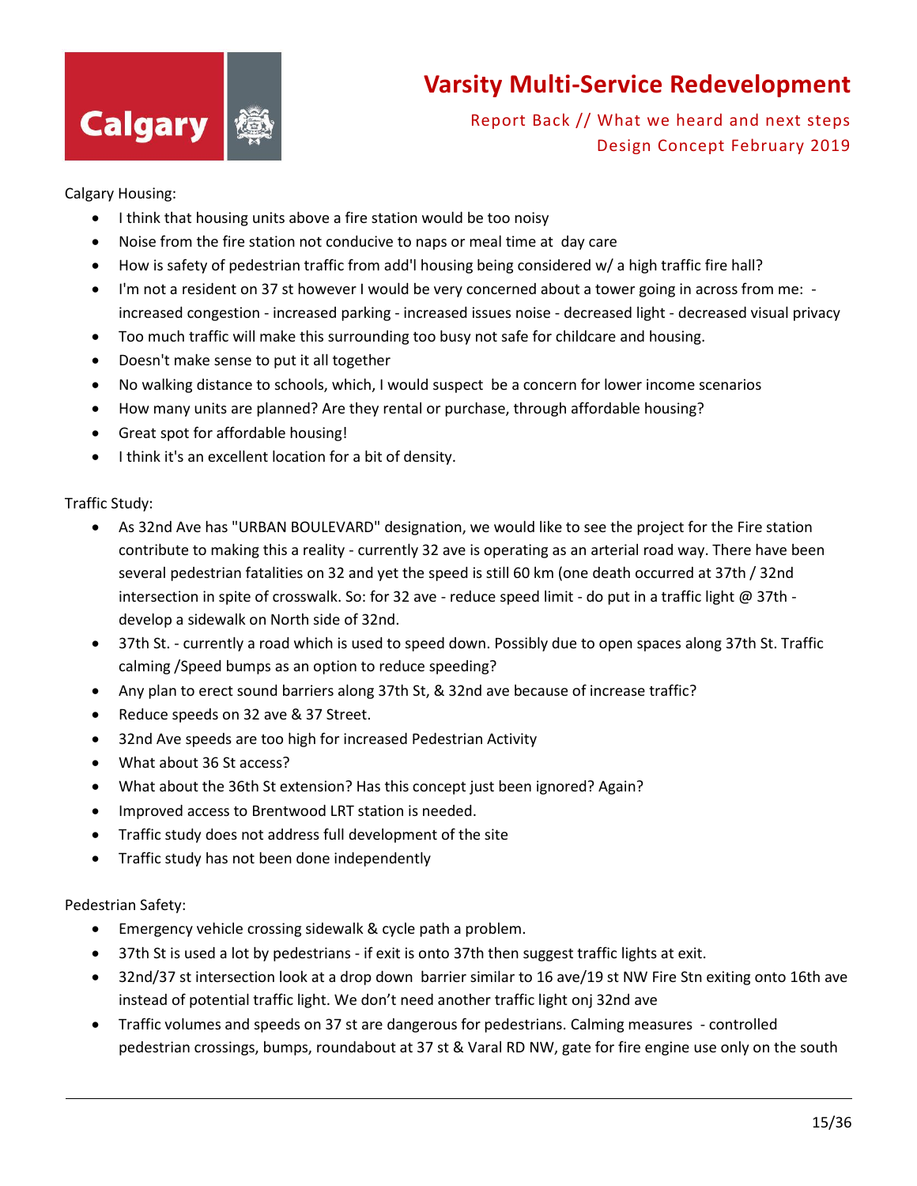Calgary Housing:

- I think that housing units above a fire station would be too noisy
- Noise from the fire station not conducive to naps or meal time at day care
- How is safety of pedestrian traffic from add'l housing being considered w/ a high traffic fire hall?
- I'm not a resident on 37 st however I would be very concerned about a tower going in across from me: - increased congestion - increased parking - increased issues noise - decreased light - decreased visual privacy
- Too much traffic will make this surrounding too busy not safe for childcare and housing.
- Doesn't make sense to put it all together
- No walking distance to schools, which, I would suspect be a concern for lower income scenarios
- How many units are planned? Are they rental or purchase, through affordable housing?
- Great spot for affordable housing!
- I think it's an excellent location for a bit of density.

Traffic Study:

- As 32nd Ave has "URBAN BOULEVARD" designation, we would like to see the project for the Fire station contribute to making this a reality - currently 32 ave is operating as an arterial road way. There have been several pedestrian fatalities on 32 and yet the speed is still 60 km (one death occurred at 37th / 32nd intersection in spite of crosswalk. So: for 32 ave - reduce speed limit - do put in a traffic light @ 37th - develop a sidewalk on North side of 32nd.
- 37th St. - currently a road which is used to speed down. Possibly due to open spaces along 37th St. Traffic calming /Speed bumps as an option to reduce speeding?
- Any plan to erect sound barriers along 37th St, & 32nd ave because of increase traffic?
- Reduce speeds on 32 ave & 37 Street.
- 32nd Ave speeds are too high for increased Pedestrian Activity
- What about 36 St access?
- What about the 36th St extension? Has this concept just been ignored? Again?
- Improved access to Brentwood LRT station is needed.
- Traffic study does not address full development of the site
- Traffic study has not been done independently

Pedestrian Safety:

- Emergency vehicle crossing sidewalk & cycle path a problem.
- 37th St is used a lot by pedestrians - if exit is onto 37th then suggest traffic lights at exit.
- 32nd/37 st intersection look at a drop down barrier similar to 16 ave/19 st NW Fire Stn exiting onto 16th ave instead of potential traffic light. We don't need another traffic light onj 32nd ave
- Traffic volumes and speeds on 37 st are dangerous for pedestrians. Calming measures - controlled pedestrian crossings, bumps, roundabout at 37 st & Varal RD NW, gate for fire engine use only on the south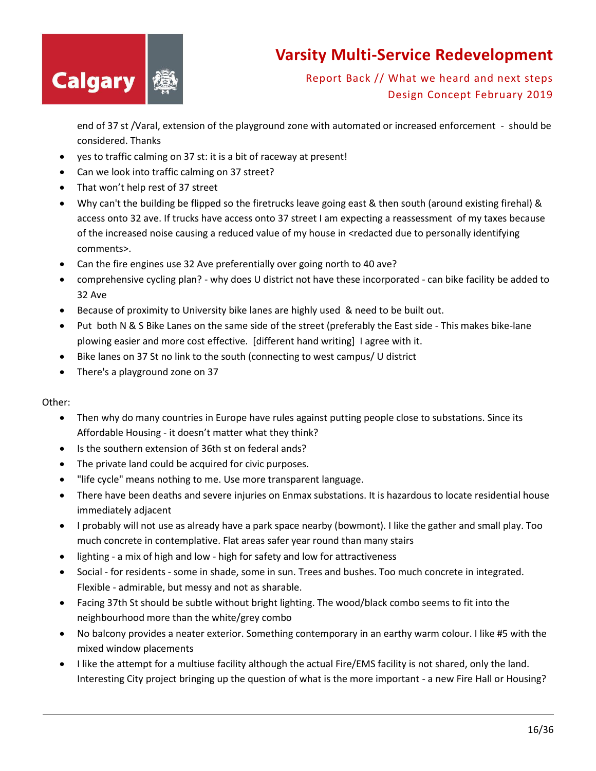end of 37 st /Varal, extension of the playground zone with automated or increased enforcement - should be considered. Thanks

- yes to traffic calming on 37 st: it is a bit of raceway at present!
- Can we look into traffic calming on 37 street?
- That won't help rest of 37 street
- Why can't the building be flipped so the firetrucks leave going east & then south (around existing firehal) & access onto 32 ave. If trucks have access onto 37 street I am expecting a reassessment of my taxes because of the increased noise causing a reduced value of my house in <redacted due to personally identifying comments>.
- Can the fire engines use 32 Ave preferentially over going north to 40 ave?
- comprehensive cycling plan? - why does U district not have these incorporated - can bike facility be added to 32 Ave
- Because of proximity to University bike lanes are highly used & need to be built out.
- Put both N & S Bike Lanes on the same side of the street (preferably the East side - This makes bike-lane plowing easier and more cost effective. [different hand writing] I agree with it.
- Bike lanes on 37 St no link to the south (connecting to west campus/ U district
- There's a playground zone on 37

Other:

- Then why do many countries in Europe have rules against putting people close to substations. Since its Affordable Housing - it doesn't matter what they think?
- Is the southern extension of 36th st on federal ands?
- The private land could be acquired for civic purposes.
- "life cycle" means nothing to me. Use more transparent language.
- There have been deaths and severe injuries on Enmax substations. It is hazardous to locate residential house immediately adjacent
- I probably will not use as already have a park space nearby (bowmont). I like the gather and small play. Too much concrete in contemplative. Flat areas safer year round than many stairs
- lighting - a mix of high and low - high for safety and low for attractiveness
- Social - for residents - some in shade, some in sun. Trees and bushes. Too much concrete in integrated. Flexible - admirable, but messy and not as sharable.
- Facing 37th St should be subtle without bright lighting. The wood/black combo seems to fit into the neighbourhood more than the white/grey combo
- No balcony provides a neater exterior. Something contemporary in an earthy warm colour. I like #5 with the mixed window placements
- I like the attempt for a multiuse facility although the actual Fire/EMS facility is not shared, only the land. Interesting City project bringing up the question of what is the more important - a new Fire Hall or Housing?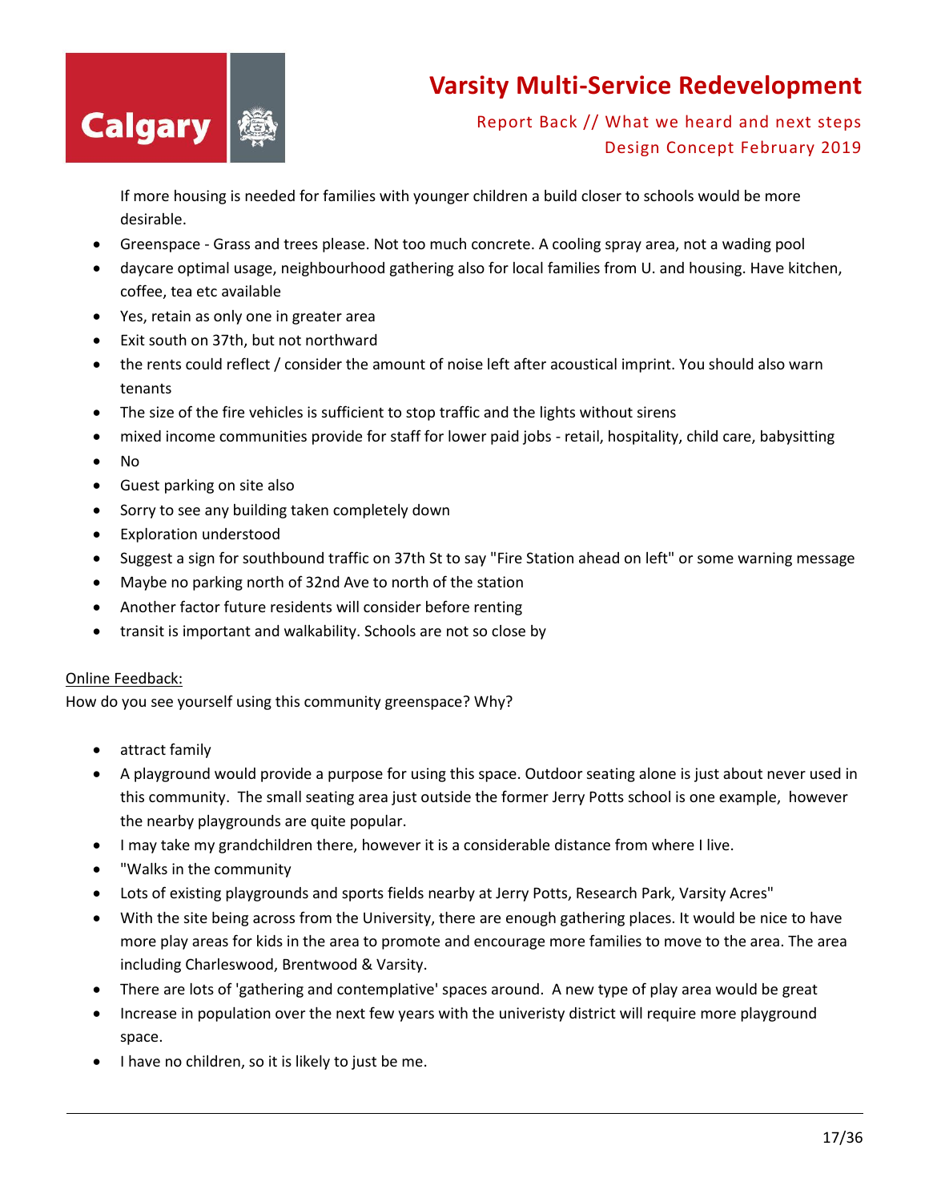If more housing is needed for families with younger children a build closer to schools would be more desirable.

- Greenspace - Grass and trees please. Not too much concrete. A cooling spray area, not a wading pool
- daycare optimal usage, neighbourhood gathering also for local families from U. and housing. Have kitchen, coffee, tea etc available
- Yes, retain as only one in greater area
- Exit south on 37th, but not northward
- the rents could reflect / consider the amount of noise left after acoustical imprint. You should also warn tenants
- The size of the fire vehicles is sufficient to stop traffic and the lights without sirens
- mixed income communities provide for staff for lower paid jobs - retail, hospitality, child care, babysitting
- No
- Guest parking on site also
- Sorry to see any building taken completely down
- Exploration understood
- Suggest a sign for southbound traffic on 37th St to say "Fire Station ahead on left" or some warning message
- Maybe no parking north of 32nd Ave to north of the station
- Another factor future residents will consider before renting
- transit is important and walkability. Schools are not so close by

<u>Online Feedback:</u>

How do you see yourself using this community greenspace? Why?

- attract family
- A playground would provide a purpose for using this space. Outdoor seating alone is just about never used in this community. The small seating area just outside the former Jerry Potts school is one example, however the nearby playgrounds are quite popular.
- I may take my grandchildren there, however it is a considerable distance from where I live.
- "Walks in the community
- Lots of existing playgrounds and sports fields nearby at Jerry Potts, Research Park, Varsity Acres"
- With the site being across from the University, there are enough gathering places. It would be nice to have more play areas for kids in the area to promote and encourage more families to move to the area. The area including Charleswood, Brentwood & Varsity.
- There are lots of 'gathering and contemplative' spaces around. A new type of play area would be great
- Increase in population over the next few years with the univeristy district will require more playground space.
- I have no children, so it is likely to just be me.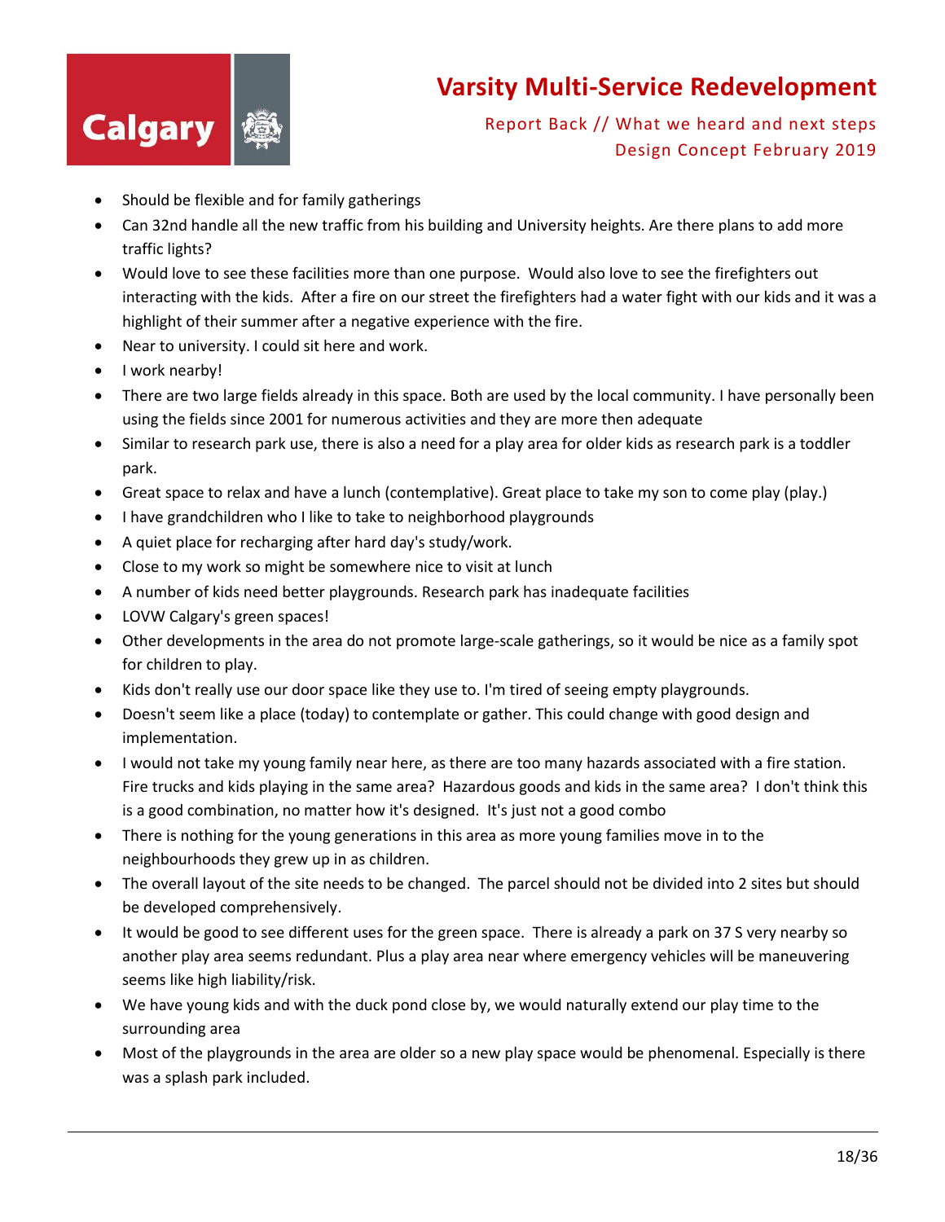- Should be flexible and for family gatherings
- Can 32nd handle all the new traffic from his building and University heights. Are there plans to add more traffic lights?
- Would love to see these facilities more than one purpose. Would also love to see the firefighters out interacting with the kids. After a fire on our street the firefighters had a water fight with our kids and it was a highlight of their summer after a negative experience with the fire.
- Near to university. I could sit here and work.
- I work nearby!
- There are two large fields already in this space. Both are used by the local community. I have personally been using the fields since 2001 for numerous activities and they are more then adequate
- Similar to research park use, there is also a need for a play area for older kids as research park is a toddler park.
- Great space to relax and have a lunch (contemplative). Great place to take my son to come play (play.)
- I have grandchildren who I like to take to neighborhood playgrounds
- A quiet place for recharging after hard day's study/work.
- Close to my work so might be somewhere nice to visit at lunch
- A number of kids need better playgrounds. Research park has inadequate facilities
- LOVW Calgary's green spaces!
- Other developments in the area do not promote large-scale gatherings, so it would be nice as a family spot for children to play.
- Kids don't really use our door space like they use to. I'm tired of seeing empty playgrounds.
- Doesn't seem like a place (today) to contemplate or gather. This could change with good design and implementation.
- I would not take my young family near here, as there are too many hazards associated with a fire station. Fire trucks and kids playing in the same area? Hazardous goods and kids in the same area? I don't think this is a good combination, no matter how it's designed. It's just not a good combo
- There is nothing for the young generations in this area as more young families move in to the neighbourhoods they grew up in as children.
- The overall layout of the site needs to be changed. The parcel should not be divided into 2 sites but should be developed comprehensively.
- It would be good to see different uses for the green space. There is already a park on 37 S very nearby so another play area seems redundant. Plus a play area near where emergency vehicles will be maneuvering seems like high liability/risk.
- We have young kids and with the duck pond close by, we would naturally extend our play time to the surrounding area
- Most of the playgrounds in the area are older so a new play space would be phenomenal. Especially is there was a splash park included.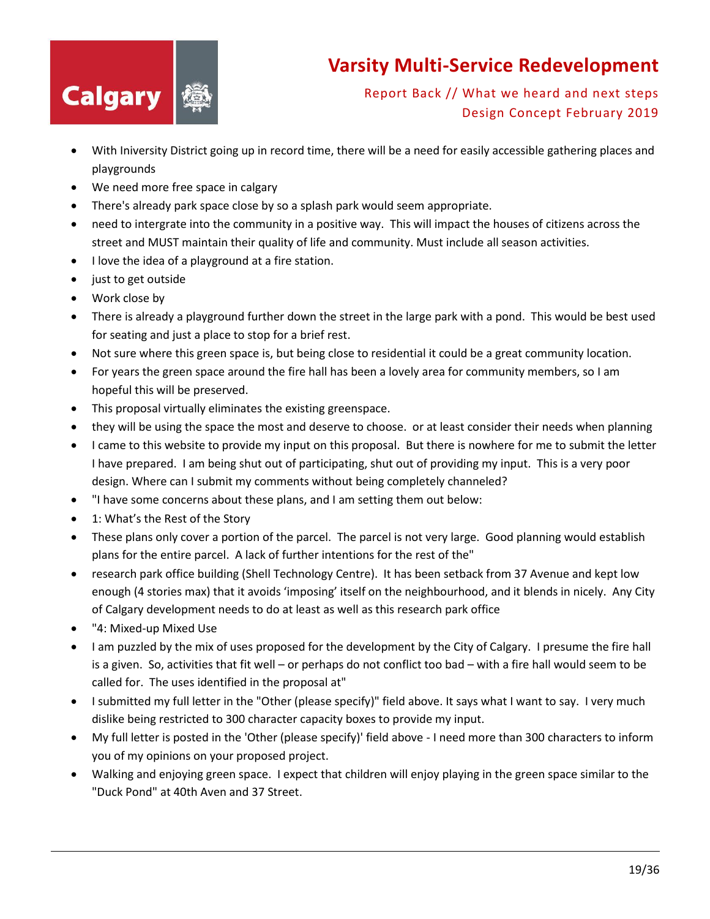- With Iniversity District going up in record time, there will be a need for easily accessible gathering places and playgrounds
- We need more free space in calgary
- There's already park space close by so a splash park would seem appropriate.
- need to intergrate into the community in a positive way. This will impact the houses of citizens across the street and MUST maintain their quality of life and community. Must include all season activities.
- I love the idea of a playground at a fire station.
- just to get outside
- Work close by
- There is already a playground further down the street in the large park with a pond. This would be best used for seating and just a place to stop for a brief rest.
- Not sure where this green space is, but being close to residential it could be a great community location.
- For years the green space around the fire hall has been a lovely area for community members, so I am hopeful this will be preserved.
- This proposal virtually eliminates the existing greenspace.
- they will be using the space the most and deserve to choose. or at least consider their needs when planning
- I came to this website to provide my input on this proposal. But there is nowhere for me to submit the letter I have prepared. I am being shut out of participating, shut out of providing my input. This is a very poor design. Where can I submit my comments without being completely channeled?
- "I have some concerns about these plans, and I am setting them out below:
- 1: What's the Rest of the Story
- These plans only cover a portion of the parcel. The parcel is not very large. Good planning would establish plans for the entire parcel. A lack of further intentions for the rest of the"
- research park office building (Shell Technology Centre). It has been setback from 37 Avenue and kept low enough (4 stories max) that it avoids 'imposing' itself on the neighbourhood, and it blends in nicely. Any City of Calgary development needs to do at least as well as this research park office
- "4: Mixed-up Mixed Use
- I am puzzled by the mix of uses proposed for the development by the City of Calgary. I presume the fire hall is a given. So, activities that fit well – or perhaps do not conflict too bad – with a fire hall would seem to be called for. The uses identified in the proposal at"
- I submitted my full letter in the "Other (please specify)" field above. It says what I want to say. I very much dislike being restricted to 300 character capacity boxes to provide my input.
- My full letter is posted in the 'Other (please specify)' field above - I need more than 300 characters to inform you of my opinions on your proposed project.
- Walking and enjoying green space. I expect that children will enjoy playing in the green space similar to the "Duck Pond" at 40th Aven and 37 Street.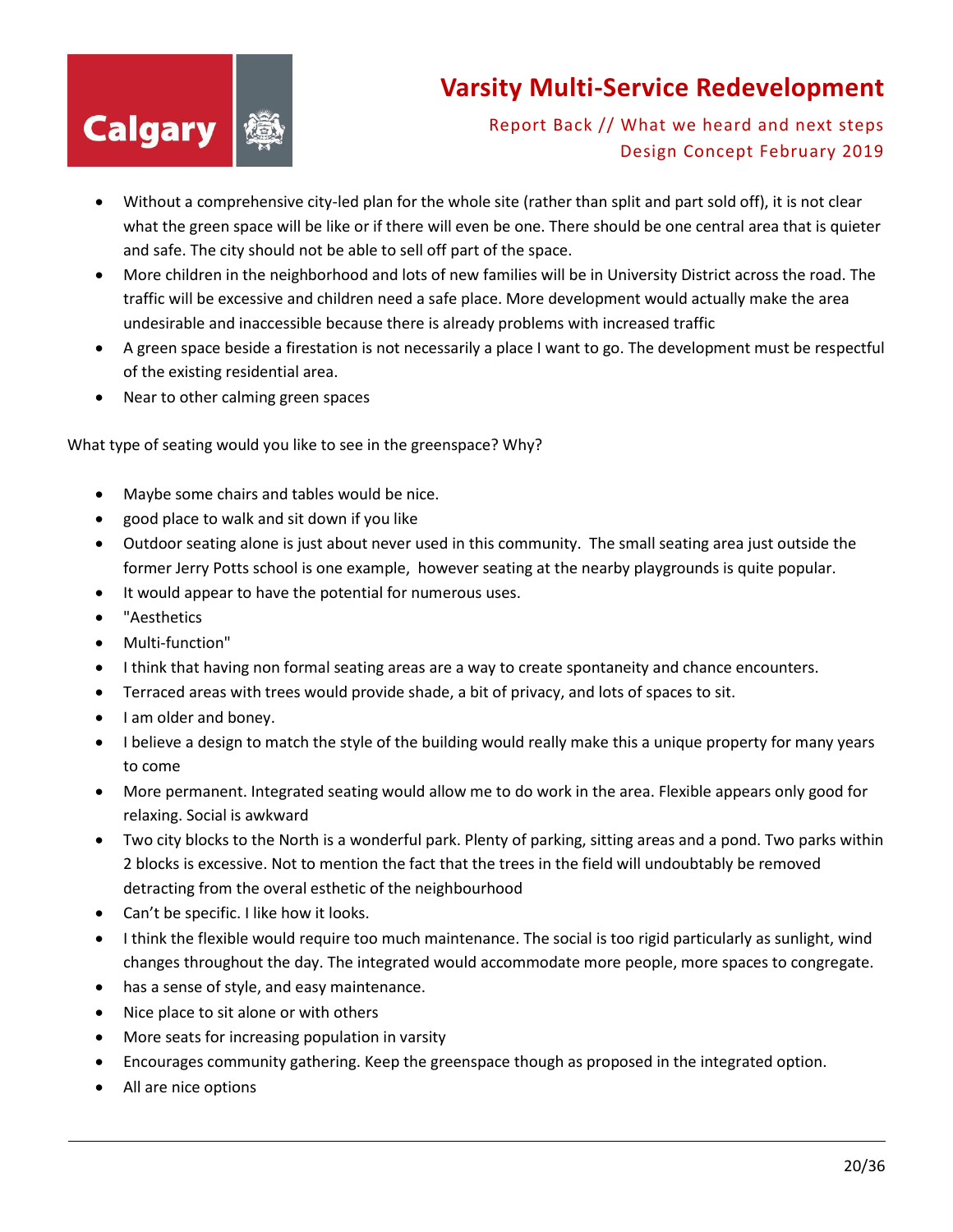- Without a comprehensive city-led plan for the whole site (rather than split and part sold off), it is not clear what the green space will be like or if there will even be one. There should be one central area that is quieter and safe. The city should not be able to sell off part of the space.
- More children in the neighborhood and lots of new families will be in University District across the road. The traffic will be excessive and children need a safe place. More development would actually make the area undesirable and inaccessible because there is already problems with increased traffic
- A green space beside a firestation is not necessarily a place I want to go. The development must be respectful of the existing residential area.
- Near to other calming green spaces

What type of seating would you like to see in the greenspace? Why?

- Maybe some chairs and tables would be nice.
- good place to walk and sit down if you like
- Outdoor seating alone is just about never used in this community. The small seating area just outside the former Jerry Potts school is one example, however seating at the nearby playgrounds is quite popular.
- It would appear to have the potential for numerous uses.
- "Aesthetics
- Multi-function"
- I think that having non formal seating areas are a way to create spontaneity and chance encounters.
- Terraced areas with trees would provide shade, a bit of privacy, and lots of spaces to sit.
- I am older and boney.
- I believe a design to match the style of the building would really make this a unique property for many years to come
- More permanent. Integrated seating would allow me to do work in the area. Flexible appears only good for relaxing. Social is awkward
- Two city blocks to the North is a wonderful park. Plenty of parking, sitting areas and a pond. Two parks within 2 blocks is excessive. Not to mention the fact that the trees in the field will undoubtably be removed detracting from the overal esthetic of the neighbourhood
- Can't be specific. I like how it looks.
- I think the flexible would require too much maintenance. The social is too rigid particularly as sunlight, wind changes throughout the day. The integrated would accommodate more people, more spaces to congregate.
- has a sense of style, and easy maintenance.
- Nice place to sit alone or with others
- More seats for increasing population in varsity
- Encourages community gathering. Keep the greenspace though as proposed in the integrated option.
- All are nice options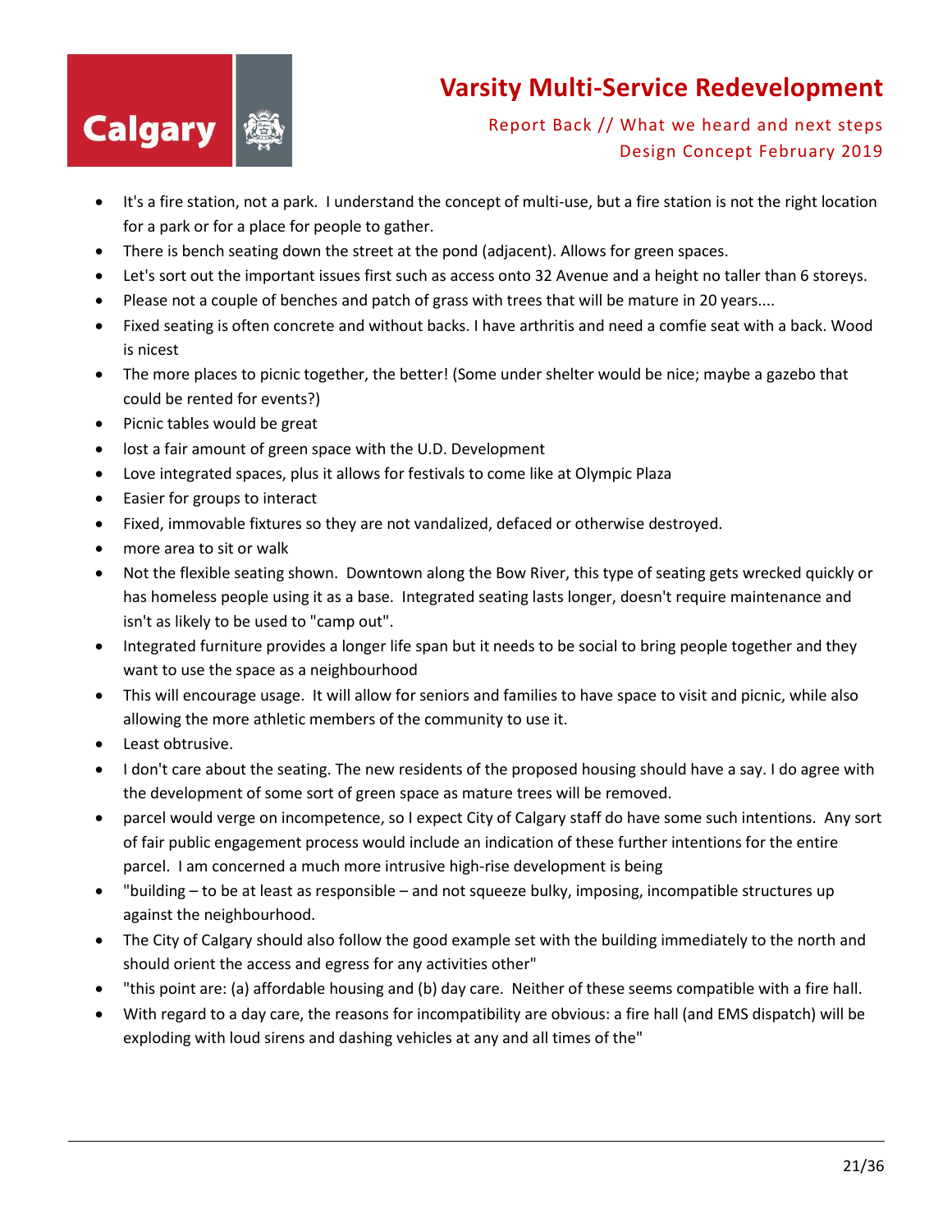- It's a fire station, not a park. I understand the concept of multi-use, but a fire station is not the right location for a park or for a place for people to gather.
- There is bench seating down the street at the pond (adjacent). Allows for green spaces.
- Let's sort out the important issues first such as access onto 32 Avenue and a height no taller than 6 storeys.
- Please not a couple of benches and patch of grass with trees that will be mature in 20 years....
- Fixed seating is often concrete and without backs. I have arthritis and need a comfie seat with a back. Wood is nicest
- The more places to picnic together, the better! (Some under shelter would be nice; maybe a gazebo that could be rented for events?)
- Picnic tables would be great
- lost a fair amount of green space with the U.D. Development
- Love integrated spaces, plus it allows for festivals to come like at Olympic Plaza
- Easier for groups to interact
- Fixed, immovable fixtures so they are not vandalized, defaced or otherwise destroyed.
- more area to sit or walk
- Not the flexible seating shown. Downtown along the Bow River, this type of seating gets wrecked quickly or has homeless people using it as a base. Integrated seating lasts longer, doesn't require maintenance and isn't as likely to be used to "camp out".
- Integrated furniture provides a longer life span but it needs to be social to bring people together and they want to use the space as a neighbourhood
- This will encourage usage. It will allow for seniors and families to have space to visit and picnic, while also allowing the more athletic members of the community to use it.
- Least obtrusive.
- I don't care about the seating. The new residents of the proposed housing should have a say. I do agree with the development of some sort of green space as mature trees will be removed.
- parcel would verge on incompetence, so I expect City of Calgary staff do have some such intentions. Any sort of fair public engagement process would include an indication of these further intentions for the entire parcel. I am concerned a much more intrusive high-rise development is being
- "building – to be at least as responsible – and not squeeze bulky, imposing, incompatible structures up against the neighbourhood.
- The City of Calgary should also follow the good example set with the building immediately to the north and should orient the access and egress for any activities other"
- "this point are: (a) affordable housing and (b) day care. Neither of these seems compatible with a fire hall.
- With regard to a day care, the reasons for incompatibility are obvious: a fire hall (and EMS dispatch) will be exploding with loud sirens and dashing vehicles at any and all times of the"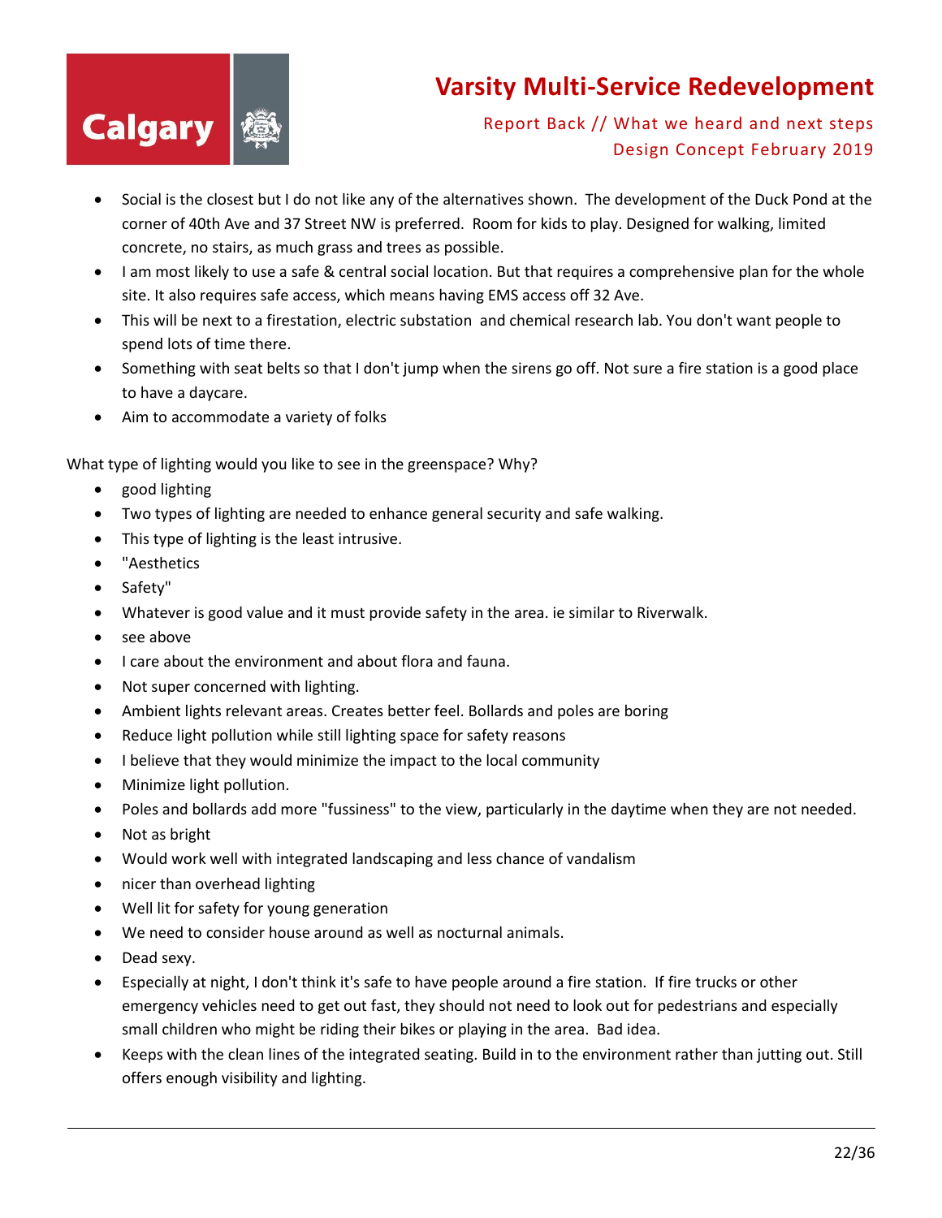- Social is the closest but I do not like any of the alternatives shown. The development of the Duck Pond at the corner of 40th Ave and 37 Street NW is preferred. Room for kids to play. Designed for walking, limited concrete, no stairs, as much grass and trees as possible.
- I am most likely to use a safe & central social location. But that requires a comprehensive plan for the whole site. It also requires safe access, which means having EMS access off 32 Ave.
- This will be next to a firestation, electric substation and chemical research lab. You don't want people to spend lots of time there.
- Something with seat belts so that I don't jump when the sirens go off. Not sure a fire station is a good place to have a daycare.
- Aim to accommodate a variety of folks

What type of lighting would you like to see in the greenspace? Why?

- good lighting
- Two types of lighting are needed to enhance general security and safe walking.
- This type of lighting is the least intrusive.
- "Aesthetics
- Safety"
- Whatever is good value and it must provide safety in the area. ie similar to Riverwalk.
- see above
- I care about the environment and about flora and fauna.
- Not super concerned with lighting.
- Ambient lights relevant areas. Creates better feel. Bollards and poles are boring
- Reduce light pollution while still lighting space for safety reasons
- I believe that they would minimize the impact to the local community
- Minimize light pollution.
- Poles and bollards add more "fussiness" to the view, particularly in the daytime when they are not needed.
- Not as bright
- Would work well with integrated landscaping and less chance of vandalism
- nicer than overhead lighting
- Well lit for safety for young generation
- We need to consider house around as well as nocturnal animals.
- Dead sexy.
- Especially at night, I don't think it's safe to have people around a fire station. If fire trucks or other emergency vehicles need to get out fast, they should not need to look out for pedestrians and especially small children who might be riding their bikes or playing in the area. Bad idea.
- Keeps with the clean lines of the integrated seating. Build in to the environment rather than jutting out. Still offers enough visibility and lighting.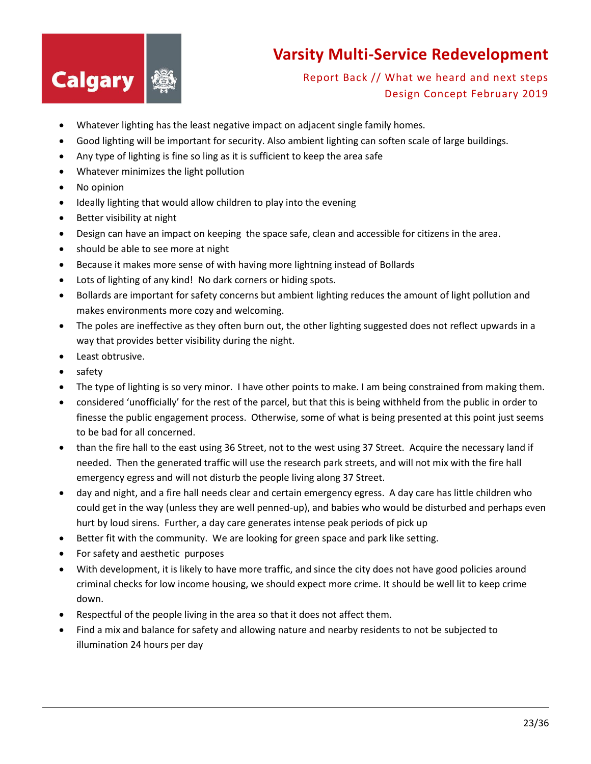- Whatever lighting has the least negative impact on adjacent single family homes.
- Good lighting will be important for security. Also ambient lighting can soften scale of large buildings.
- Any type of lighting is fine so ling as it is sufficient to keep the area safe
- Whatever minimizes the light pollution
- No opinion
- Ideally lighting that would allow children to play into the evening
- Better visibility at night
- Design can have an impact on keeping the space safe, clean and accessible for citizens in the area.
- should be able to see more at night
- Because it makes more sense of with having more lightning instead of Bollards
- Lots of lighting of any kind! No dark corners or hiding spots.
- Bollards are important for safety concerns but ambient lighting reduces the amount of light pollution and makes environments more cozy and welcoming.
- The poles are ineffective as they often burn out, the other lighting suggested does not reflect upwards in a way that provides better visibility during the night.
- Least obtrusive.
- safety
- The type of lighting is so very minor. I have other points to make. I am being constrained from making them.
- considered 'unofficially' for the rest of the parcel, but that this is being withheld from the public in order to finesse the public engagement process. Otherwise, some of what is being presented at this point just seems to be bad for all concerned.
- than the fire hall to the east using 36 Street, not to the west using 37 Street. Acquire the necessary land if needed. Then the generated traffic will use the research park streets, and will not mix with the fire hall emergency egress and will not disturb the people living along 37 Street.
- day and night, and a fire hall needs clear and certain emergency egress. A day care has little children who could get in the way (unless they are well penned-up), and babies who would be disturbed and perhaps even hurt by loud sirens. Further, a day care generates intense peak periods of pick up
- Better fit with the community. We are looking for green space and park like setting.
- For safety and aesthetic purposes
- With development, it is likely to have more traffic, and since the city does not have good policies around criminal checks for low income housing, we should expect more crime. It should be well lit to keep crime down.
- Respectful of the people living in the area so that it does not affect them.
- Find a mix and balance for safety and allowing nature and nearby residents to not be subjected to illumination 24 hours per day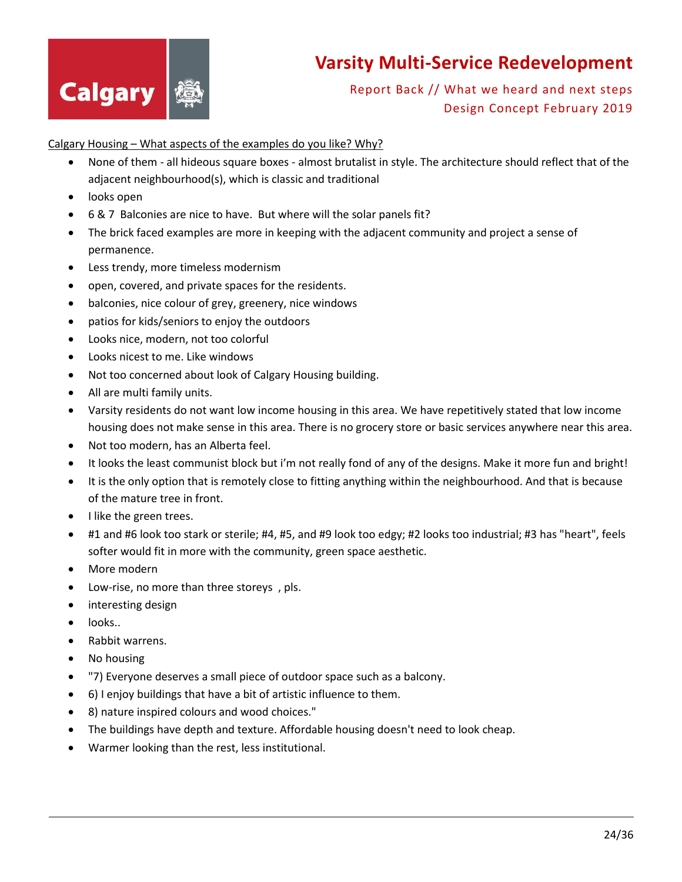Calgary Housing – What aspects of the examples do you like? Why?

- None of them - all hideous square boxes - almost brutalist in style. The architecture should reflect that of the adjacent neighbourhood(s), which is classic and traditional
- looks open
- 6 & 7 Balconies are nice to have. But where will the solar panels fit?
- The brick faced examples are more in keeping with the adjacent community and project a sense of permanence.
- Less trendy, more timeless modernism
- open, covered, and private spaces for the residents.
- balconies, nice colour of grey, greenery, nice windows
- patios for kids/seniors to enjoy the outdoors
- Looks nice, modern, not too colorful
- Looks nicest to me. Like windows
- Not too concerned about look of Calgary Housing building.
- All are multi family units.
- Varsity residents do not want low income housing in this area. We have repetitively stated that low income housing does not make sense in this area. There is no grocery store or basic services anywhere near this area.
- Not too modern, has an Alberta feel.
- It looks the least communist block but i'm not really fond of any of the designs. Make it more fun and bright!
- It is the only option that is remotely close to fitting anything within the neighbourhood. And that is because of the mature tree in front.
- I like the green trees.
- #1 and #6 look too stark or sterile; #4, #5, and #9 look too edgy; #2 looks too industrial; #3 has "heart", feels softer would fit in more with the community, green space aesthetic.
- More modern
- Low-rise, no more than three storeys , pls.
- interesting design
- looks..
- Rabbit warrens.
- No housing
- "7) Everyone deserves a small piece of outdoor space such as a balcony.
- 6) I enjoy buildings that have a bit of artistic influence to them.
- 8) nature inspired colours and wood choices."
- The buildings have depth and texture. Affordable housing doesn't need to look cheap.
- Warmer looking than the rest, less institutional.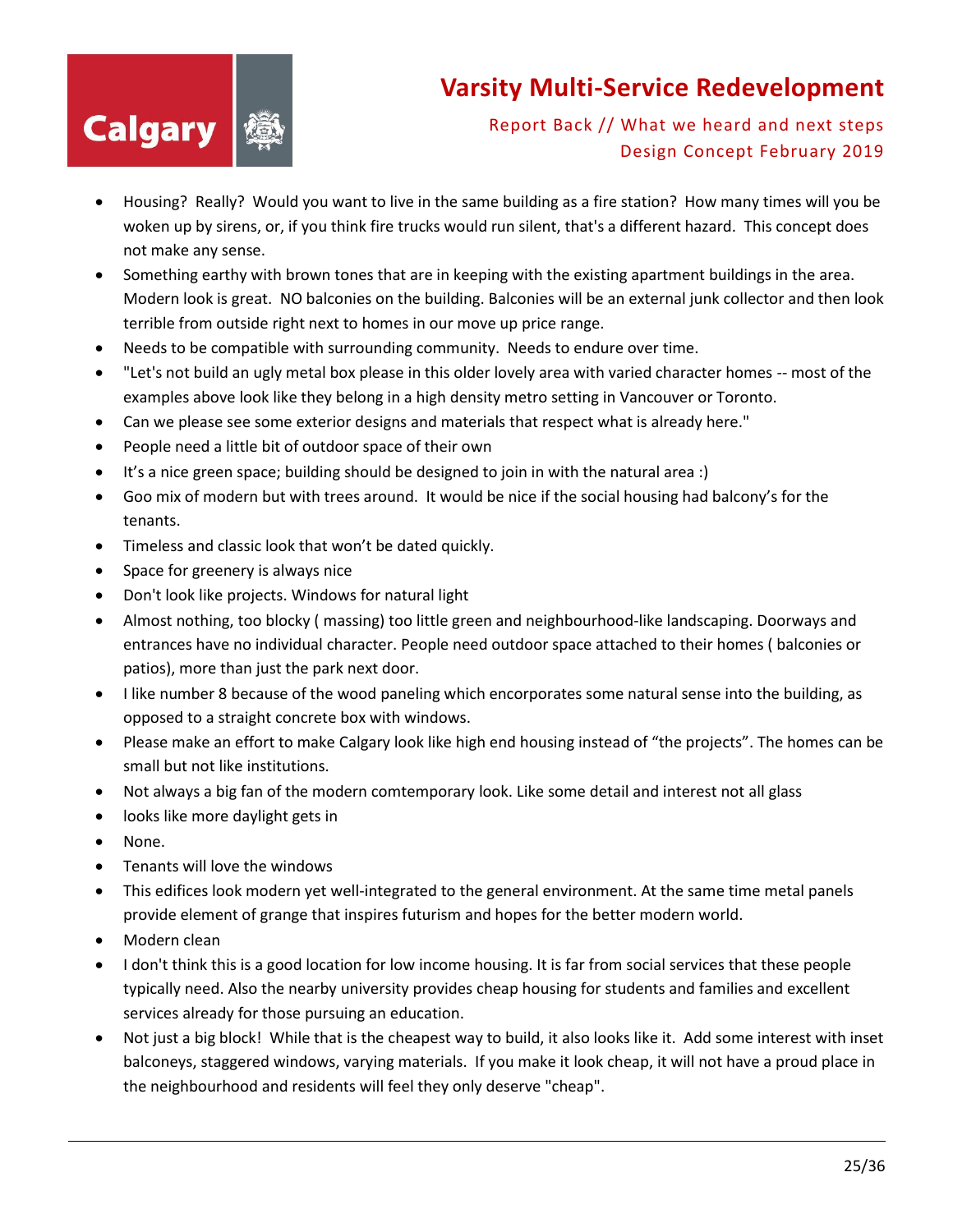- Housing? Really? Would you want to live in the same building as a fire station? How many times will you be woken up by sirens, or, if you think fire trucks would run silent, that's a different hazard. This concept does not make any sense.
- Something earthy with brown tones that are in keeping with the existing apartment buildings in the area. Modern look is great. NO balconies on the building. Balconies will be an external junk collector and then look terrible from outside right next to homes in our move up price range.
- Needs to be compatible with surrounding community. Needs to endure over time.
- "Let's not build an ugly metal box please in this older lovely area with varied character homes -- most of the examples above look like they belong in a high density metro setting in Vancouver or Toronto.
- Can we please see some exterior designs and materials that respect what is already here."
- People need a little bit of outdoor space of their own
- It's a nice green space; building should be designed to join in with the natural area :)
- Goo mix of modern but with trees around. It would be nice if the social housing had balcony's for the tenants.
- Timeless and classic look that won't be dated quickly.
- Space for greenery is always nice
- Don't look like projects. Windows for natural light
- Almost nothing, too blocky ( massing) too little green and neighbourhood-like landscaping. Doorways and entrances have no individual character. People need outdoor space attached to their homes ( balconies or patios), more than just the park next door.
- I like number 8 because of the wood paneling which encorporates some natural sense into the building, as opposed to a straight concrete box with windows.
- Please make an effort to make Calgary look like high end housing instead of "the projects". The homes can be small but not like institutions.
- Not always a big fan of the modern comtemporary look. Like some detail and interest not all glass
- looks like more daylight gets in
- None.
- Tenants will love the windows
- This edifices look modern yet well-integrated to the general environment. At the same time metal panels provide element of grange that inspires futurism and hopes for the better modern world.
- Modern clean
- I don't think this is a good location for low income housing. It is far from social services that these people typically need. Also the nearby university provides cheap housing for students and families and excellent services already for those pursuing an education.
- Not just a big block! While that is the cheapest way to build, it also looks like it. Add some interest with inset balconeys, staggered windows, varying materials. If you make it look cheap, it will not have a proud place in the neighbourhood and residents will feel they only deserve "cheap".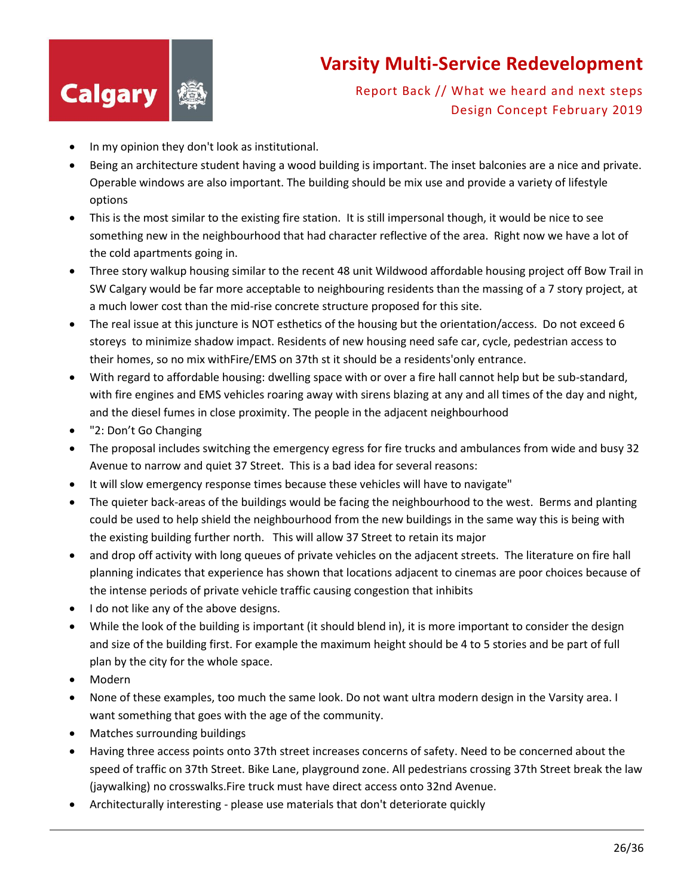- In my opinion they don't look as institutional.
- Being an architecture student having a wood building is important. The inset balconies are a nice and private. Operable windows are also important. The building should be mix use and provide a variety of lifestyle options
- This is the most similar to the existing fire station. It is still impersonal though, it would be nice to see something new in the neighbourhood that had character reflective of the area. Right now we have a lot of the cold apartments going in.
- Three story walkup housing similar to the recent 48 unit Wildwood affordable housing project off Bow Trail in SW Calgary would be far more acceptable to neighbouring residents than the massing of a 7 story project, at a much lower cost than the mid-rise concrete structure proposed for this site.
- The real issue at this juncture is NOT esthetics of the housing but the orientation/access. Do not exceed 6 storeys to minimize shadow impact. Residents of new housing need safe car, cycle, pedestrian access to their homes, so no mix withFire/EMS on 37th st it should be a residents'only entrance.
- With regard to affordable housing: dwelling space with or over a fire hall cannot help but be sub-standard, with fire engines and EMS vehicles roaring away with sirens blazing at any and all times of the day and night, and the diesel fumes in close proximity. The people in the adjacent neighbourhood
- "2: Don't Go Changing
- The proposal includes switching the emergency egress for fire trucks and ambulances from wide and busy 32 Avenue to narrow and quiet 37 Street. This is a bad idea for several reasons:
- It will slow emergency response times because these vehicles will have to navigate"
- The quieter back-areas of the buildings would be facing the neighbourhood to the west. Berms and planting could be used to help shield the neighbourhood from the new buildings in the same way this is being with the existing building further north. This will allow 37 Street to retain its major
- and drop off activity with long queues of private vehicles on the adjacent streets. The literature on fire hall planning indicates that experience has shown that locations adjacent to cinemas are poor choices because of the intense periods of private vehicle traffic causing congestion that inhibits
- I do not like any of the above designs.
- While the look of the building is important (it should blend in), it is more important to consider the design and size of the building first. For example the maximum height should be 4 to 5 stories and be part of full plan by the city for the whole space.
- Modern
- None of these examples, too much the same look. Do not want ultra modern design in the Varsity area. I want something that goes with the age of the community.
- Matches surrounding buildings
- Having three access points onto 37th street increases concerns of safety. Need to be concerned about the speed of traffic on 37th Street. Bike Lane, playground zone. All pedestrians crossing 37th Street break the law (jaywalking) no crosswalks.Fire truck must have direct access onto 32nd Avenue.
- Architecturally interesting - please use materials that don't deteriorate quickly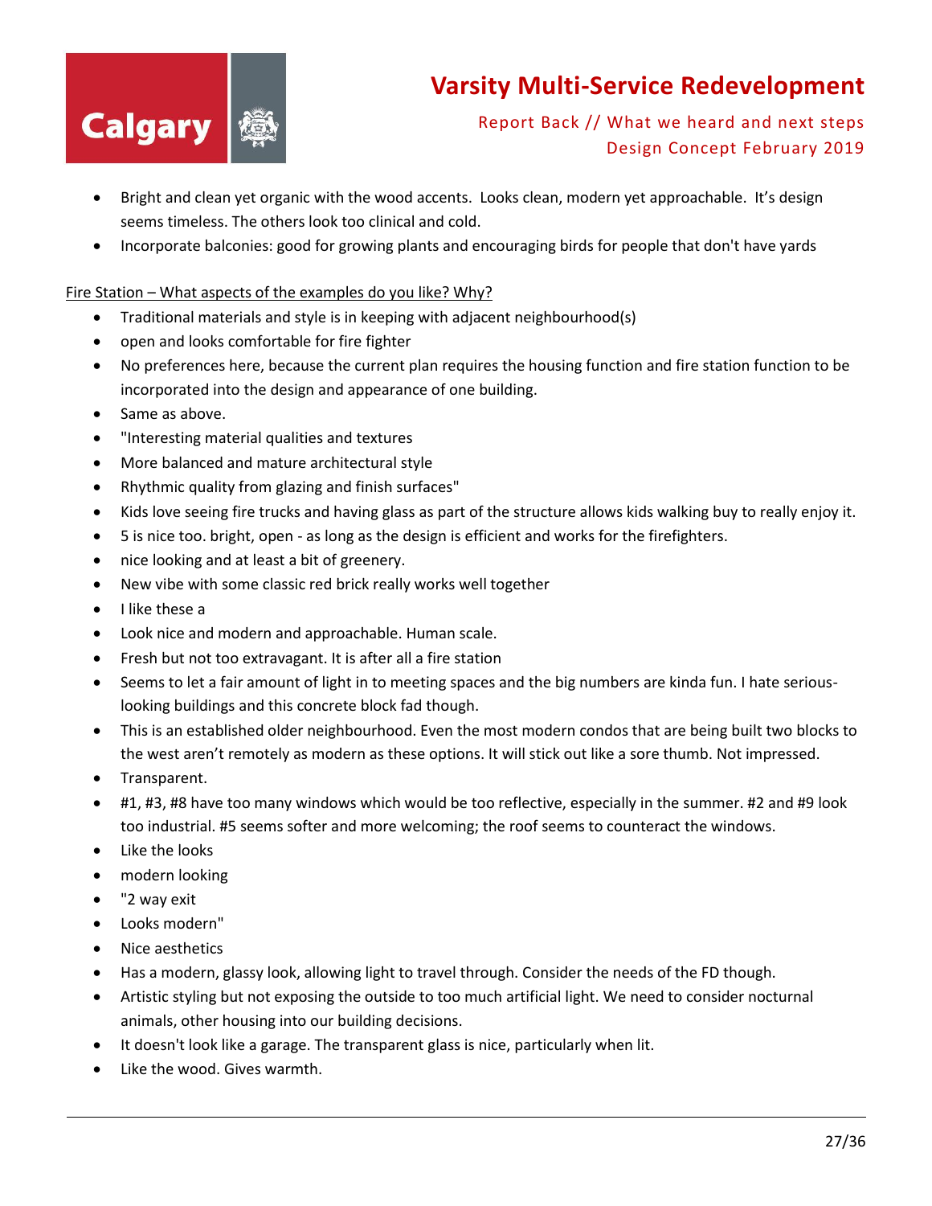- Bright and clean yet organic with the wood accents. Looks clean, modern yet approachable. It's design seems timeless. The others look too clinical and cold.
- Incorporate balconies: good for growing plants and encouraging birds for people that don't have yards

Fire Station – What aspects of the examples do you like? Why?

- Traditional materials and style is in keeping with adjacent neighbourhood(s)
- open and looks comfortable for fire fighter
- No preferences here, because the current plan requires the housing function and fire station function to be incorporated into the design and appearance of one building.
- Same as above.
- "Interesting material qualities and textures
- More balanced and mature architectural style
- Rhythmic quality from glazing and finish surfaces"
- Kids love seeing fire trucks and having glass as part of the structure allows kids walking buy to really enjoy it.
- 5 is nice too. bright, open - as long as the design is efficient and works for the firefighters.
- nice looking and at least a bit of greenery.
- New vibe with some classic red brick really works well together
- I like these a
- Look nice and modern and approachable. Human scale.
- Fresh but not too extravagant. It is after all a fire station
- Seems to let a fair amount of light in to meeting spaces and the big numbers are kinda fun. I hate serious-looking buildings and this concrete block fad though.
- This is an established older neighbourhood. Even the most modern condos that are being built two blocks to the west aren't remotely as modern as these options. It will stick out like a sore thumb. Not impressed.
- Transparent.
- #1, #3, #8 have too many windows which would be too reflective, especially in the summer. #2 and #9 look too industrial. #5 seems softer and more welcoming; the roof seems to counteract the windows.
- Like the looks
- modern looking
- "2 way exit
- Looks modern"
- Nice aesthetics
- Has a modern, glassy look, allowing light to travel through. Consider the needs of the FD though.
- Artistic styling but not exposing the outside to too much artificial light. We need to consider nocturnal animals, other housing into our building decisions.
- It doesn't look like a garage. The transparent glass is nice, particularly when lit.
- Like the wood. Gives warmth.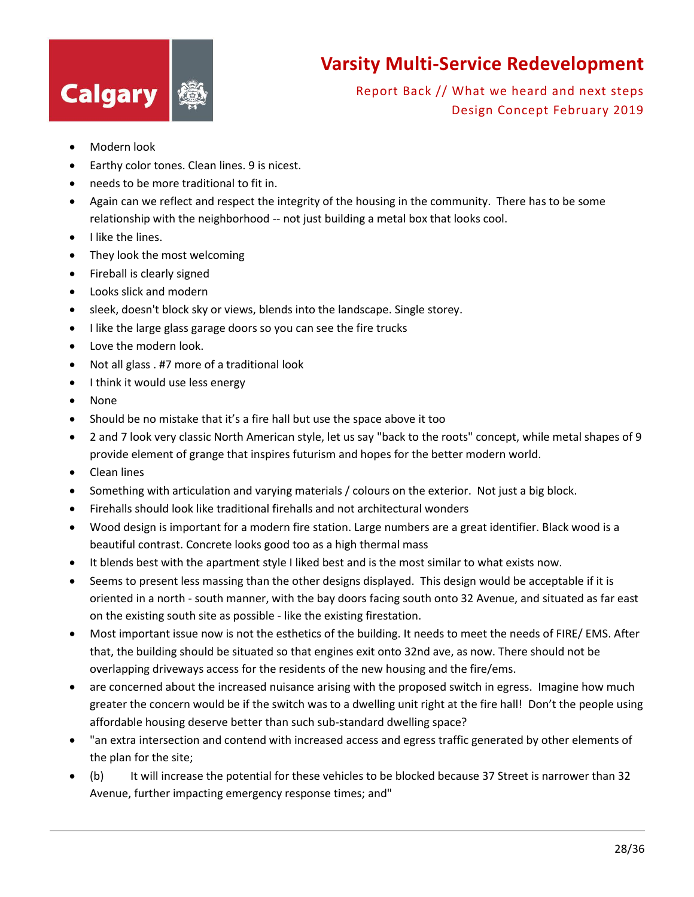- Modern look
- Earthy color tones. Clean lines. 9 is nicest.
- needs to be more traditional to fit in.
- Again can we reflect and respect the integrity of the housing in the community. There has to be some relationship with the neighborhood -- not just building a metal box that looks cool.
- I like the lines.
- They look the most welcoming
- Fireball is clearly signed
- Looks slick and modern
- sleek, doesn't block sky or views, blends into the landscape. Single storey.
- I like the large glass garage doors so you can see the fire trucks
- Love the modern look.
- Not all glass . #7 more of a traditional look
- I think it would use less energy
- None
- Should be no mistake that it's a fire hall but use the space above it too
- 2 and 7 look very classic North American style, let us say "back to the roots" concept, while metal shapes of 9 provide element of grange that inspires futurism and hopes for the better modern world.
- Clean lines
- Something with articulation and varying materials / colours on the exterior. Not just a big block.
- Firehalls should look like traditional firehalls and not architectural wonders
- Wood design is important for a modern fire station. Large numbers are a great identifier. Black wood is a beautiful contrast. Concrete looks good too as a high thermal mass
- It blends best with the apartment style I liked best and is the most similar to what exists now.
- Seems to present less massing than the other designs displayed. This design would be acceptable if it is oriented in a north - south manner, with the bay doors facing south onto 32 Avenue, and situated as far east on the existing south site as possible - like the existing firestation.
- Most important issue now is not the esthetics of the building. It needs to meet the needs of FIRE/ EMS. After that, the building should be situated so that engines exit onto 32nd ave, as now. There should not be overlapping driveways access for the residents of the new housing and the fire/ems.
- are concerned about the increased nuisance arising with the proposed switch in egress. Imagine how much greater the concern would be if the switch was to a dwelling unit right at the fire hall! Don't the people using affordable housing deserve better than such sub-standard dwelling space?
- "an extra intersection and contend with increased access and egress traffic generated by other elements of the plan for the site;
- (b) It will increase the potential for these vehicles to be blocked because 37 Street is narrower than 32 Avenue, further impacting emergency response times; and"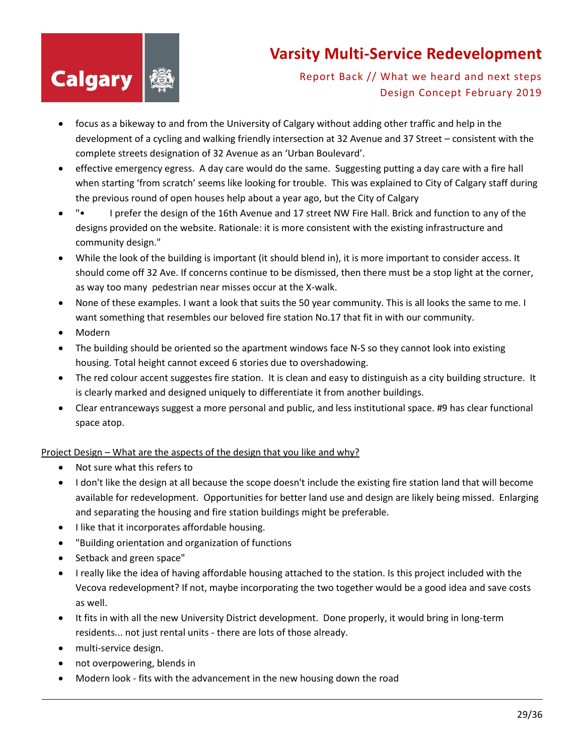- focus as a bikeway to and from the University of Calgary without adding other traffic and help in the development of a cycling and walking friendly intersection at 32 Avenue and 37 Street – consistent with the complete streets designation of 32 Avenue as an 'Urban Boulevard'.
- effective emergency egress. A day care would do the same. Suggesting putting a day care with a fire hall when starting 'from scratch' seems like looking for trouble. This was explained to City of Calgary staff during the previous round of open houses help about a year ago, but the City of Calgary
- "•        I prefer the design of the 16th Avenue and 17 street NW Fire Hall. Brick and function to any of the designs provided on the website. Rationale: it is more consistent with the existing infrastructure and community design."
- While the look of the building is important (it should blend in), it is more important to consider access. It should come off 32 Ave. If concerns continue to be dismissed, then there must be a stop light at the corner, as way too many pedestrian near misses occur at the X-walk.
- None of these examples. I want a look that suits the 50 year community. This is all looks the same to me. I want something that resembles our beloved fire station No.17 that fit in with our community.
- Modern
- The building should be oriented so the apartment windows face N-S so they cannot look into existing housing. Total height cannot exceed 6 stories due to overshadowing.
- The red colour accent suggestes fire station. It is clean and easy to distinguish as a city building structure. It is clearly marked and designed uniquely to differentiate it from another buildings.
- Clear entranceways suggest a more personal and public, and less institutional space. #9 has clear functional space atop.

<u>Project Design – What are the aspects of the design that you like and why?</u>

- Not sure what this refers to
- I don't like the design at all because the scope doesn't include the existing fire station land that will become available for redevelopment. Opportunities for better land use and design are likely being missed. Enlarging and separating the housing and fire station buildings might be preferable.
- I like that it incorporates affordable housing.
- "Building orientation and organization of functions
- Setback and green space"
- I really like the idea of having affordable housing attached to the station. Is this project included with the Vecova redevelopment? If not, maybe incorporating the two together would be a good idea and save costs as well.
- It fits in with all the new University District development. Done properly, it would bring in long-term residents... not just rental units - there are lots of those already.
- multi-service design.
- not overpowering, blends in
- Modern look - fits with the advancement in the new housing down the road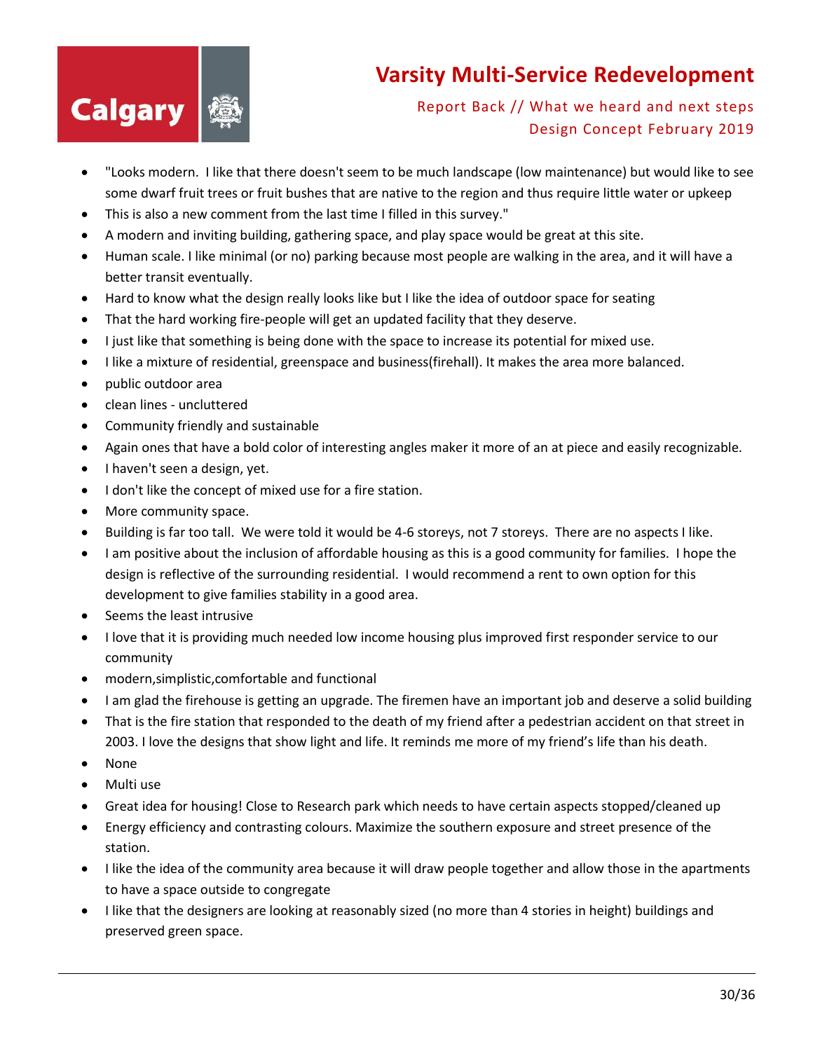- "Looks modern. I like that there doesn't seem to be much landscape (low maintenance) but would like to see some dwarf fruit trees or fruit bushes that are native to the region and thus require little water or upkeep
- This is also a new comment from the last time I filled in this survey."
- A modern and inviting building, gathering space, and play space would be great at this site.
- Human scale. I like minimal (or no) parking because most people are walking in the area, and it will have a better transit eventually.
- Hard to know what the design really looks like but I like the idea of outdoor space for seating
- That the hard working fire-people will get an updated facility that they deserve.
- I just like that something is being done with the space to increase its potential for mixed use.
- I like a mixture of residential, greenspace and business(firehall). It makes the area more balanced.
- public outdoor area
- clean lines - uncluttered
- Community friendly and sustainable
- Again ones that have a bold color of interesting angles maker it more of an at piece and easily recognizable.
- I haven't seen a design, yet.
- I don't like the concept of mixed use for a fire station.
- More community space.
- Building is far too tall. We were told it would be 4-6 storeys, not 7 storeys. There are no aspects I like.
- I am positive about the inclusion of affordable housing as this is a good community for families. I hope the design is reflective of the surrounding residential. I would recommend a rent to own option for this development to give families stability in a good area.
- Seems the least intrusive
- I love that it is providing much needed low income housing plus improved first responder service to our community
- modern,simplistic,comfortable and functional
- I am glad the firehouse is getting an upgrade. The firemen have an important job and deserve a solid building
- That is the fire station that responded to the death of my friend after a pedestrian accident on that street in 2003. I love the designs that show light and life. It reminds me more of my friend's life than his death.
- None
- Multi use
- Great idea for housing! Close to Research park which needs to have certain aspects stopped/cleaned up
- Energy efficiency and contrasting colours. Maximize the southern exposure and street presence of the station.
- I like the idea of the community area because it will draw people together and allow those in the apartments to have a space outside to congregate
- I like that the designers are looking at reasonably sized (no more than 4 stories in height) buildings and preserved green space.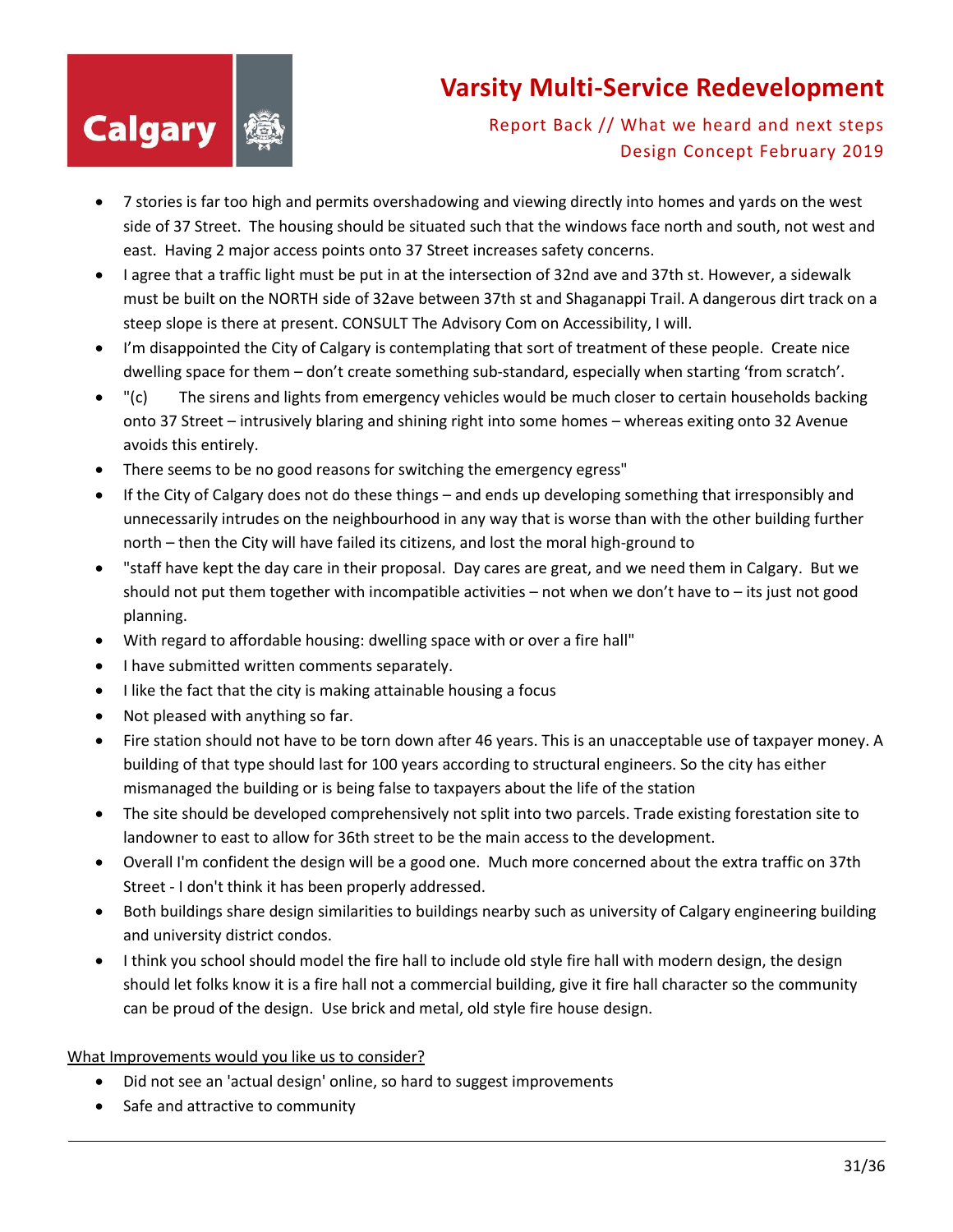- 7 stories is far too high and permits overshadowing and viewing directly into homes and yards on the west side of 37 Street. The housing should be situated such that the windows face north and south, not west and east. Having 2 major access points onto 37 Street increases safety concerns.
- I agree that a traffic light must be put in at the intersection of 32nd ave and 37th st. However, a sidewalk must be built on the NORTH side of 32ave between 37th st and Shaganappi Trail. A dangerous dirt track on a steep slope is there at present. CONSULT The Advisory Com on Accessibility, I will.
- I'm disappointed the City of Calgary is contemplating that sort of treatment of these people. Create nice dwelling space for them – don't create something sub-standard, especially when starting 'from scratch'.
- "(c) The sirens and lights from emergency vehicles would be much closer to certain households backing onto 37 Street – intrusively blaring and shining right into some homes – whereas exiting onto 32 Avenue avoids this entirely.
- There seems to be no good reasons for switching the emergency egress"
- If the City of Calgary does not do these things – and ends up developing something that irresponsibly and unnecessarily intrudes on the neighbourhood in any way that is worse than with the other building further north – then the City will have failed its citizens, and lost the moral high-ground to
- "staff have kept the day care in their proposal. Day cares are great, and we need them in Calgary. But we should not put them together with incompatible activities – not when we don't have to – its just not good planning.
- With regard to affordable housing: dwelling space with or over a fire hall"
- I have submitted written comments separately.
- I like the fact that the city is making attainable housing a focus
- Not pleased with anything so far.
- Fire station should not have to be torn down after 46 years. This is an unacceptable use of taxpayer money. A building of that type should last for 100 years according to structural engineers. So the city has either mismanaged the building or is being false to taxpayers about the life of the station
- The site should be developed comprehensively not split into two parcels. Trade existing forestation site to landowner to east to allow for 36th street to be the main access to the development.
- Overall I'm confident the design will be a good one. Much more concerned about the extra traffic on 37th Street - I don't think it has been properly addressed.
- Both buildings share design similarities to buildings nearby such as university of Calgary engineering building and university district condos.
- I think you school should model the fire hall to include old style fire hall with modern design, the design should let folks know it is a fire hall not a commercial building, give it fire hall character so the community can be proud of the design. Use brick and metal, old style fire house design.

<u>What Improvements would you like us to consider?</u>

- Did not see an 'actual design' online, so hard to suggest improvements
- Safe and attractive to community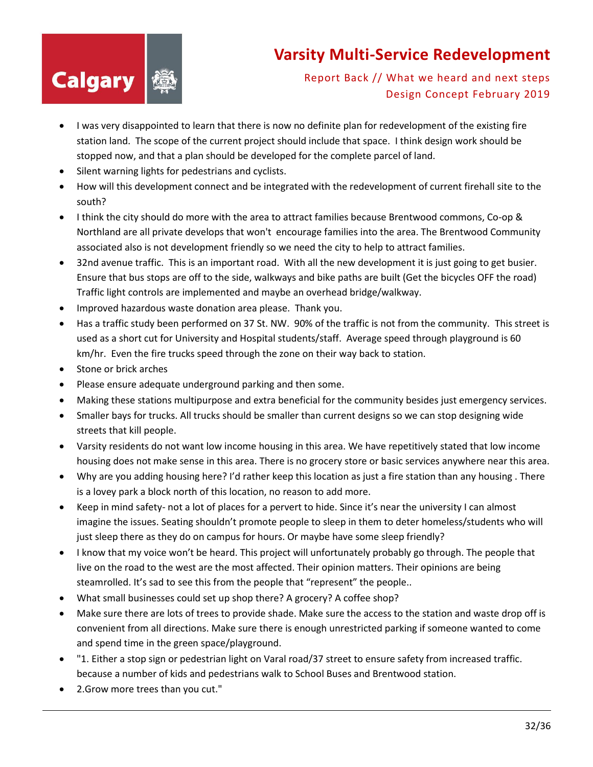- I was very disappointed to learn that there is now no definite plan for redevelopment of the existing fire station land. The scope of the current project should include that space. I think design work should be stopped now, and that a plan should be developed for the complete parcel of land.
- Silent warning lights for pedestrians and cyclists.
- How will this development connect and be integrated with the redevelopment of current firehall site to the south?
- I think the city should do more with the area to attract families because Brentwood commons, Co-op & Northland are all private develops that won't encourage families into the area. The Brentwood Community associated also is not development friendly so we need the city to help to attract families.
- 32nd avenue traffic. This is an important road. With all the new development it is just going to get busier. Ensure that bus stops are off to the side, walkways and bike paths are built (Get the bicycles OFF the road) Traffic light controls are implemented and maybe an overhead bridge/walkway.
- Improved hazardous waste donation area please. Thank you.
- Has a traffic study been performed on 37 St. NW. 90% of the traffic is not from the community. This street is used as a short cut for University and Hospital students/staff. Average speed through playground is 60 km/hr. Even the fire trucks speed through the zone on their way back to station.
- Stone or brick arches
- Please ensure adequate underground parking and then some.
- Making these stations multipurpose and extra beneficial for the community besides just emergency services.
- Smaller bays for trucks. All trucks should be smaller than current designs so we can stop designing wide streets that kill people.
- Varsity residents do not want low income housing in this area. We have repetitively stated that low income housing does not make sense in this area. There is no grocery store or basic services anywhere near this area.
- Why are you adding housing here? I'd rather keep this location as just a fire station than any housing . There is a lovey park a block north of this location, no reason to add more.
- Keep in mind safety- not a lot of places for a pervert to hide. Since it's near the university I can almost imagine the issues. Seating shouldn't promote people to sleep in them to deter homeless/students who will just sleep there as they do on campus for hours. Or maybe have some sleep friendly?
- I know that my voice won't be heard. This project will unfortunately probably go through. The people that live on the road to the west are the most affected. Their opinion matters. Their opinions are being steamrolled. It's sad to see this from the people that "represent" the people..
- What small businesses could set up shop there? A grocery? A coffee shop?
- Make sure there are lots of trees to provide shade. Make sure the access to the station and waste drop off is convenient from all directions. Make sure there is enough unrestricted parking if someone wanted to come and spend time in the green space/playground.
- "1. Either a stop sign or pedestrian light on Varal road/37 street to ensure safety from increased traffic. because a number of kids and pedestrians walk to School Buses and Brentwood station.
- 2.Grow more trees than you cut."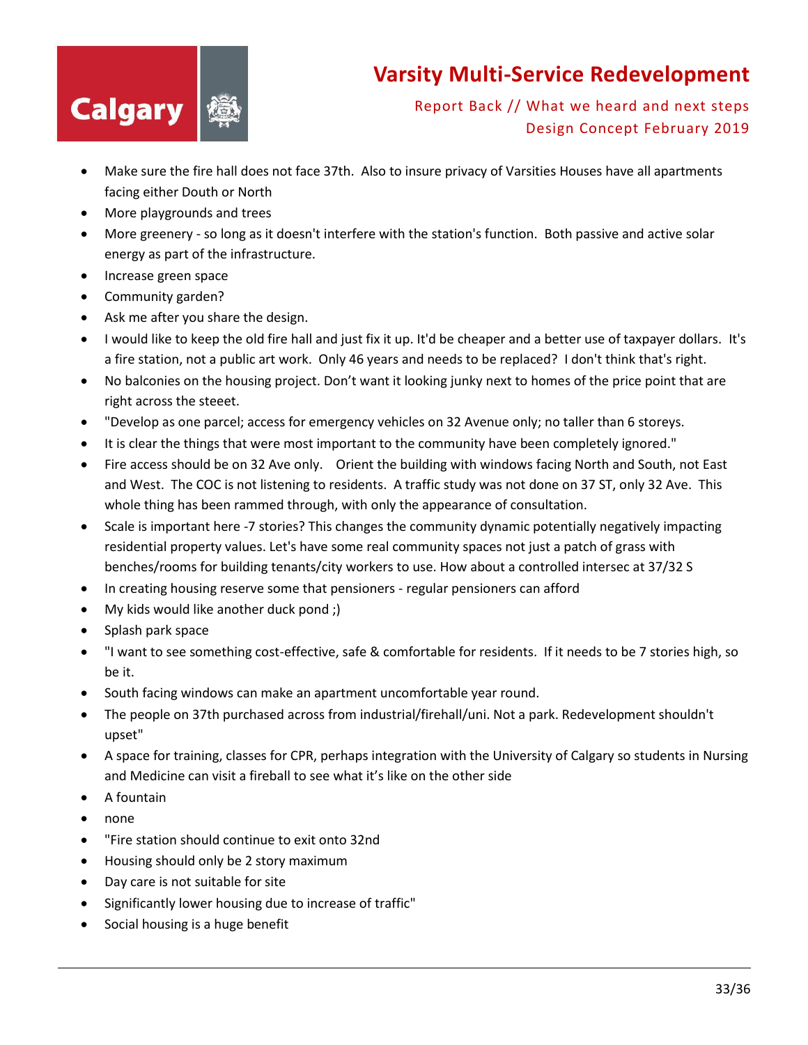- Make sure the fire hall does not face 37th. Also to insure privacy of Varsities Houses have all apartments facing either Douth or North
- More playgrounds and trees
- More greenery - so long as it doesn't interfere with the station's function. Both passive and active solar energy as part of the infrastructure.
- Increase green space
- Community garden?
- Ask me after you share the design.
- I would like to keep the old fire hall and just fix it up. It'd be cheaper and a better use of taxpayer dollars. It's a fire station, not a public art work. Only 46 years and needs to be replaced? I don't think that's right.
- No balconies on the housing project. Don't want it looking junky next to homes of the price point that are right across the steeet.
- "Develop as one parcel; access for emergency vehicles on 32 Avenue only; no taller than 6 storeys.
- It is clear the things that were most important to the community have been completely ignored."
- Fire access should be on 32 Ave only. Orient the building with windows facing North and South, not East and West. The COC is not listening to residents. A traffic study was not done on 37 ST, only 32 Ave. This whole thing has been rammed through, with only the appearance of consultation.
- Scale is important here -7 stories? This changes the community dynamic potentially negatively impacting residential property values. Let's have some real community spaces not just a patch of grass with benches/rooms for building tenants/city workers to use. How about a controlled intersec at 37/32 S
- In creating housing reserve some that pensioners - regular pensioners can afford
- My kids would like another duck pond ;)
- Splash park space
- "I want to see something cost-effective, safe & comfortable for residents. If it needs to be 7 stories high, so be it.
- South facing windows can make an apartment uncomfortable year round.
- The people on 37th purchased across from industrial/firehall/uni. Not a park. Redevelopment shouldn't upset"
- A space for training, classes for CPR, perhaps integration with the University of Calgary so students in Nursing and Medicine can visit a fireball to see what it's like on the other side
- A fountain
- none
- "Fire station should continue to exit onto 32nd
- Housing should only be 2 story maximum
- Day care is not suitable for site
- Significantly lower housing due to increase of traffic"
- Social housing is a huge benefit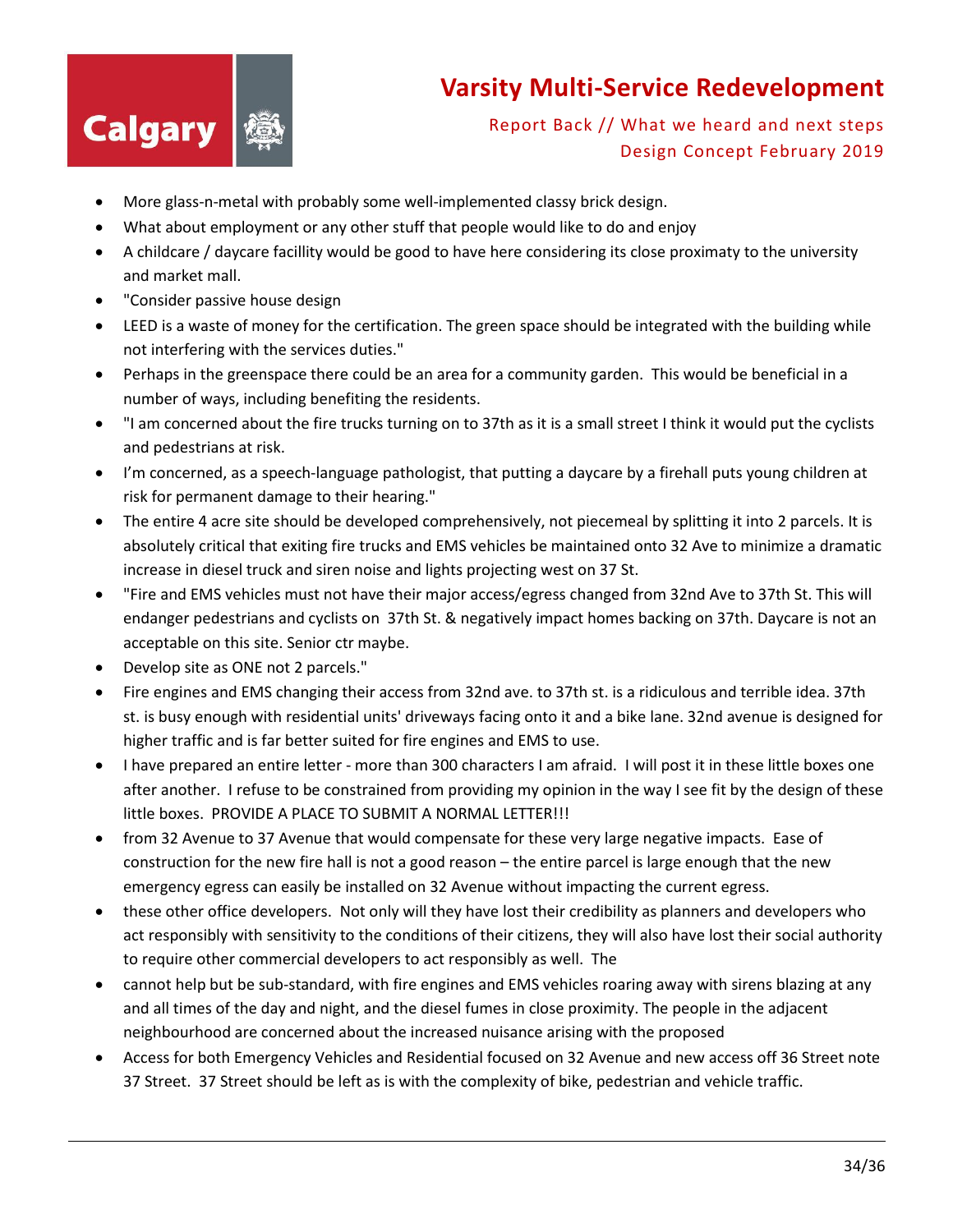- More glass-n-metal with probably some well-implemented classy brick design.
- What about employment or any other stuff that people would like to do and enjoy
- A childcare / daycare facillity would be good to have here considering its close proximaty to the university and market mall.
- "Consider passive house design
- LEED is a waste of money for the certification. The green space should be integrated with the building while not interfering with the services duties."
- Perhaps in the greenspace there could be an area for a community garden. This would be beneficial in a number of ways, including benefiting the residents.
- "I am concerned about the fire trucks turning on to 37th as it is a small street I think it would put the cyclists and pedestrians at risk.
- I'm concerned, as a speech-language pathologist, that putting a daycare by a firehall puts young children at risk for permanent damage to their hearing."
- The entire 4 acre site should be developed comprehensively, not piecemeal by splitting it into 2 parcels. It is absolutely critical that exiting fire trucks and EMS vehicles be maintained onto 32 Ave to minimize a dramatic increase in diesel truck and siren noise and lights projecting west on 37 St.
- "Fire and EMS vehicles must not have their major access/egress changed from 32nd Ave to 37th St. This will endanger pedestrians and cyclists on 37th St. & negatively impact homes backing on 37th. Daycare is not an acceptable on this site. Senior ctr maybe.
- Develop site as ONE not 2 parcels."
- Fire engines and EMS changing their access from 32nd ave. to 37th st. is a ridiculous and terrible idea. 37th st. is busy enough with residential units' driveways facing onto it and a bike lane. 32nd avenue is designed for higher traffic and is far better suited for fire engines and EMS to use.
- I have prepared an entire letter - more than 300 characters I am afraid. I will post it in these little boxes one after another. I refuse to be constrained from providing my opinion in the way I see fit by the design of these little boxes. PROVIDE A PLACE TO SUBMIT A NORMAL LETTER!!!
- from 32 Avenue to 37 Avenue that would compensate for these very large negative impacts. Ease of construction for the new fire hall is not a good reason – the entire parcel is large enough that the new emergency egress can easily be installed on 32 Avenue without impacting the current egress.
- these other office developers. Not only will they have lost their credibility as planners and developers who act responsibly with sensitivity to the conditions of their citizens, they will also have lost their social authority to require other commercial developers to act responsibly as well. The
- cannot help but be sub-standard, with fire engines and EMS vehicles roaring away with sirens blazing at any and all times of the day and night, and the diesel fumes in close proximity. The people in the adjacent neighbourhood are concerned about the increased nuisance arising with the proposed
- Access for both Emergency Vehicles and Residential focused on 32 Avenue and new access off 36 Street note 37 Street. 37 Street should be left as is with the complexity of bike, pedestrian and vehicle traffic.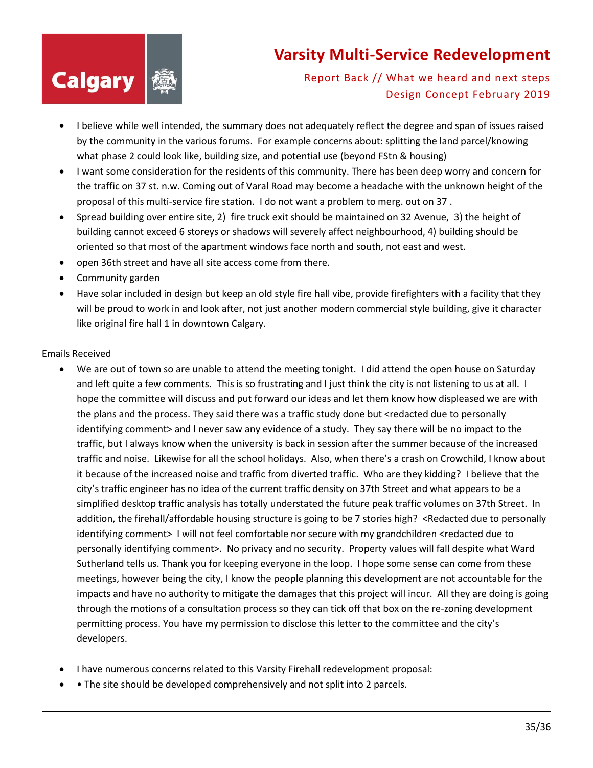- I believe while well intended, the summary does not adequately reflect the degree and span of issues raised by the community in the various forums. For example concerns about: splitting the land parcel/knowing what phase 2 could look like, building size, and potential use (beyond FStn & housing)
- I want some consideration for the residents of this community. There has been deep worry and concern for the traffic on 37 st. n.w. Coming out of Varal Road may become a headache with the unknown height of the proposal of this multi-service fire station. I do not want a problem to merg. out on 37 .
- Spread building over entire site, 2) fire truck exit should be maintained on 32 Avenue, 3) the height of building cannot exceed 6 storeys or shadows will severely affect neighbourhood, 4) building should be oriented so that most of the apartment windows face north and south, not east and west.
- open 36th street and have all site access come from there.
- Community garden
- Have solar included in design but keep an old style fire hall vibe, provide firefighters with a facility that they will be proud to work in and look after, not just another modern commercial style building, give it character like original fire hall 1 in downtown Calgary.

Emails Received

- We are out of town so are unable to attend the meeting tonight. I did attend the open house on Saturday and left quite a few comments. This is so frustrating and I just think the city is not listening to us at all. I hope the committee will discuss and put forward our ideas and let them know how displeased we are with the plans and the process. They said there was a traffic study done but <redacted due to personally identifying comment> and I never saw any evidence of a study. They say there will be no impact to the traffic, but I always know when the university is back in session after the summer because of the increased traffic and noise. Likewise for all the school holidays. Also, when there's a crash on Crowchild, I know about it because of the increased noise and traffic from diverted traffic. Who are they kidding? I believe that the city's traffic engineer has no idea of the current traffic density on 37th Street and what appears to be a simplified desktop traffic analysis has totally understated the future peak traffic volumes on 37th Street. In addition, the firehall/affordable housing structure is going to be 7 stories high? <Redacted due to personally identifying comment> I will not feel comfortable nor secure with my grandchildren <redacted due to personally identifying comment>. No privacy and no security. Property values will fall despite what Ward Sutherland tells us. Thank you for keeping everyone in the loop. I hope some sense can come from these meetings, however being the city, I know the people planning this development are not accountable for the impacts and have no authority to mitigate the damages that this project will incur. All they are doing is going through the motions of a consultation process so they can tick off that box on the re-zoning development permitting process. You have my permission to disclose this letter to the committee and the city's developers.

- I have numerous concerns related to this Varsity Firehall redevelopment proposal:
- • The site should be developed comprehensively and not split into 2 parcels.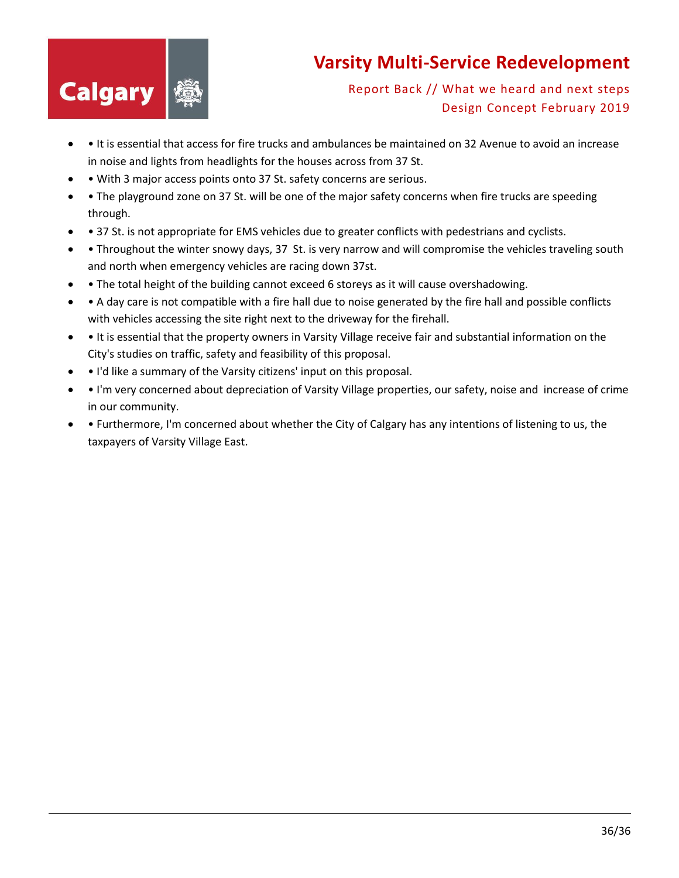- • It is essential that access for fire trucks and ambulances be maintained on 32 Avenue to avoid an increase in noise and lights from headlights for the houses across from 37 St.
- • With 3 major access points onto 37 St. safety concerns are serious.
- • The playground zone on 37 St. will be one of the major safety concerns when fire trucks are speeding through.
- • 37 St. is not appropriate for EMS vehicles due to greater conflicts with pedestrians and cyclists.
- • Throughout the winter snowy days, 37 St. is very narrow and will compromise the vehicles traveling south and north when emergency vehicles are racing down 37st.
- • The total height of the building cannot exceed 6 storeys as it will cause overshadowing.
- • A day care is not compatible with a fire hall due to noise generated by the fire hall and possible conflicts with vehicles accessing the site right next to the driveway for the firehall.
- • It is essential that the property owners in Varsity Village receive fair and substantial information on the City's studies on traffic, safety and feasibility of this proposal.
- • I'd like a summary of the Varsity citizens' input on this proposal.
- • I'm very concerned about depreciation of Varsity Village properties, our safety, noise and increase of crime in our community.
- • Furthermore, I'm concerned about whether the City of Calgary has any intentions of listening to us, the taxpayers of Varsity Village East.